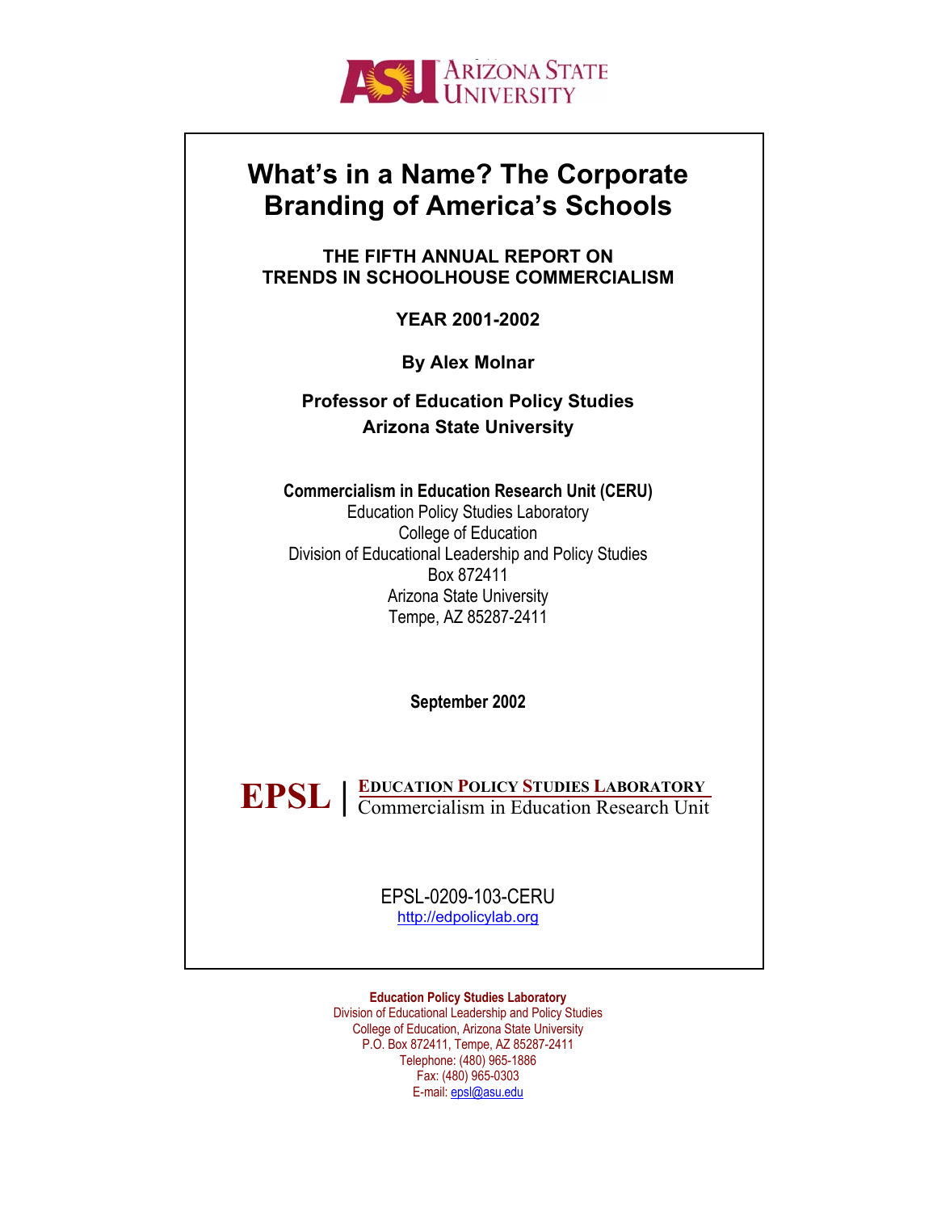ARIZONA STATE UNIVERSITY

# What's in a Name? The Corporate Branding of America's Schools

## THE FIFTH ANNUAL REPORT ON TRENDS IN SCHOOLHOUSE COMMERCIALISM

**YEAR 2001-2002**

**By Alex Molnar**

**Professor of Education Policy Studies**
**Arizona State University**

**Commercialism in Education Research Unit (CERU)**
Education Policy Studies Laboratory
College of Education
Division of Educational Leadership and Policy Studies
Box 872411
Arizona State University
Tempe, AZ 85287-2411

**September 2002**

**EPSL** | EDUCATION POLICY STUDIES LABORATORY
Commercialism in Education Research Unit

EPSL-0209-103-CERU
http://edpolicylab.org

**Education Policy Studies Laboratory**
Division of Educational Leadership and Policy Studies
College of Education, Arizona State University
P.O. Box 872411, Tempe, AZ 85287-2411
Telephone: (480) 965-1886
Fax: (480) 965-0303
E-mail: epsl@asu.edu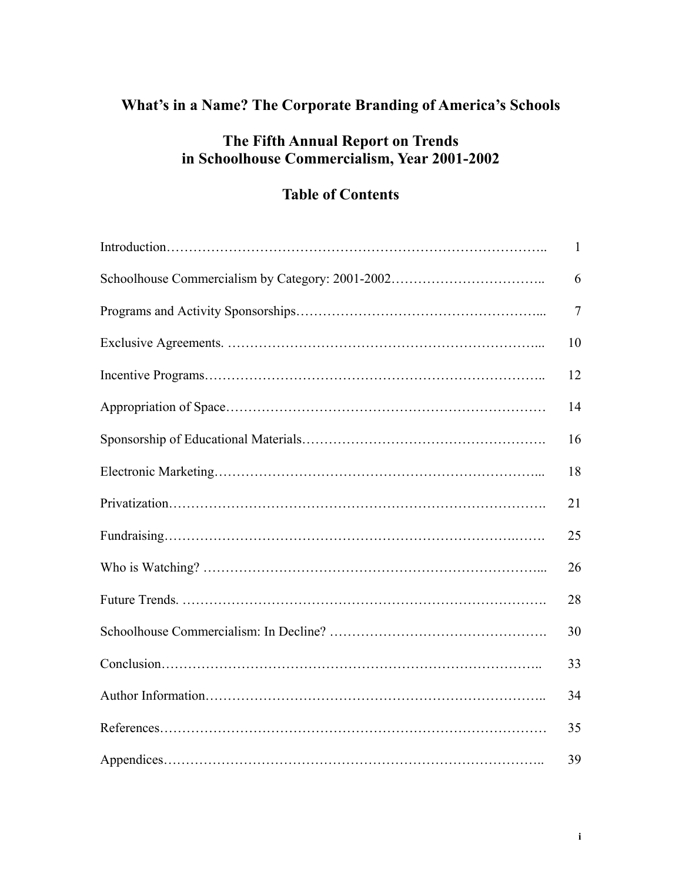# What's in a Name? The Corporate Branding of America's Schools

## The Fifth Annual Report on Trends in Schoolhouse Commercialism, Year 2001-2002

## Table of Contents

| | |
|---|---|
| Introduction | 1 |
| Schoolhouse Commercialism by Category: 2001-2002 | 6 |
| Programs and Activity Sponsorships | 7 |
| Exclusive Agreements. | 10 |
| Incentive Programs | 12 |
| Appropriation of Space | 14 |
| Sponsorship of Educational Materials | 16 |
| Electronic Marketing | 18 |
| Privatization | 21 |
| Fundraising | 25 |
| Who is Watching? | 26 |
| Future Trends. | 28 |
| Schoolhouse Commercialism: In Decline? | 30 |
| Conclusion | 33 |
| Author Information | 34 |
| References | 35 |
| Appendices | 39 |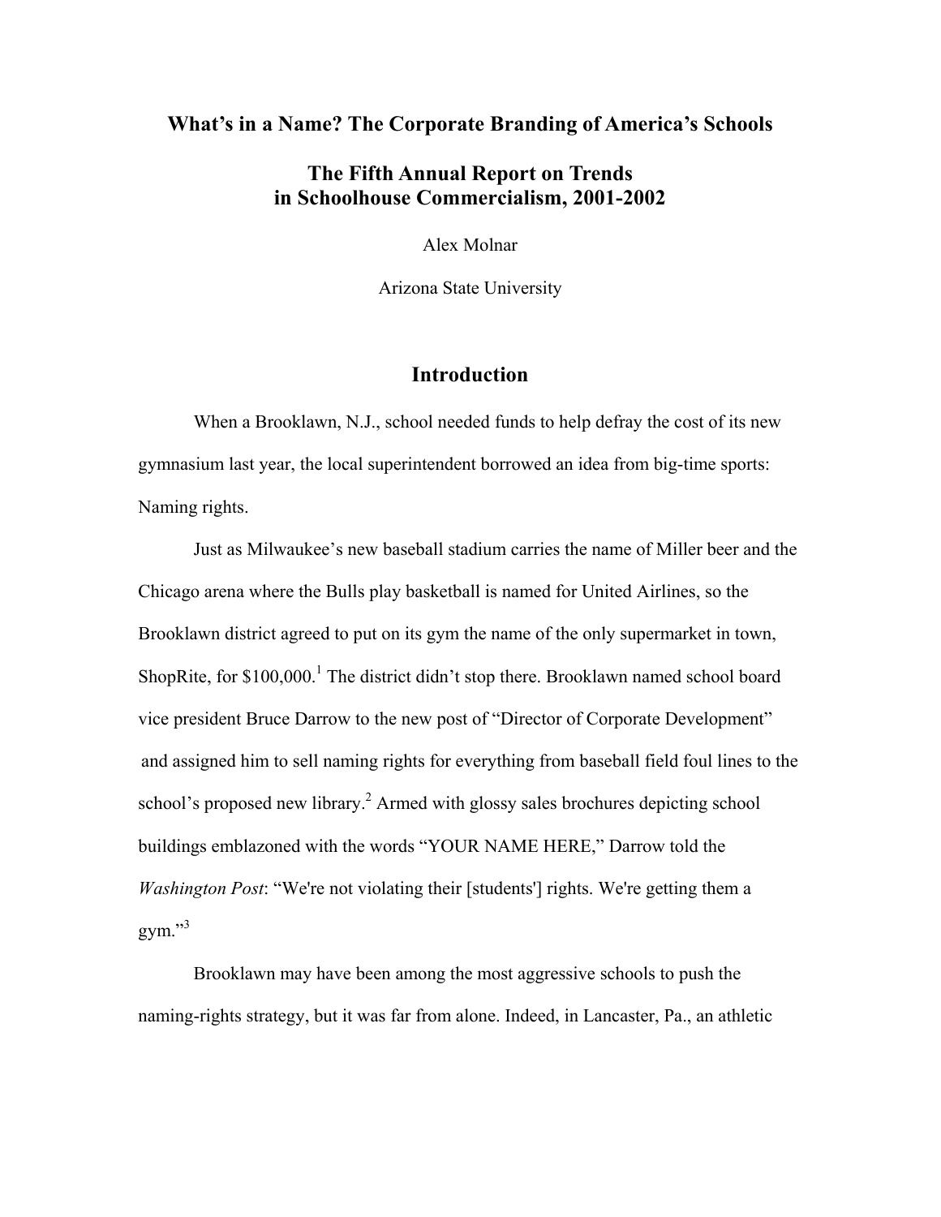# What's in a Name? The Corporate Branding of America's Schools

## The Fifth Annual Report on Trends in Schoolhouse Commercialism, 2001-2002

Alex Molnar

Arizona State University

## Introduction

When a Brooklawn, N.J., school needed funds to help defray the cost of its new gymnasium last year, the local superintendent borrowed an idea from big-time sports: Naming rights.

Just as Milwaukee's new baseball stadium carries the name of Miller beer and the Chicago arena where the Bulls play basketball is named for United Airlines, so the Brooklawn district agreed to put on its gym the name of the only supermarket in town, ShopRite, for $100,000.[1] The district didn't stop there. Brooklawn named school board vice president Bruce Darrow to the new post of "Director of Corporate Development" and assigned him to sell naming rights for everything from baseball field foul lines to the school's proposed new library.[2] Armed with glossy sales brochures depicting school buildings emblazoned with the words "YOUR NAME HERE," Darrow told the *Washington Post*: "We're not violating their [students'] rights. We're getting them a gym."[3]

Brooklawn may have been among the most aggressive schools to push the naming-rights strategy, but it was far from alone. Indeed, in Lancaster, Pa., an athletic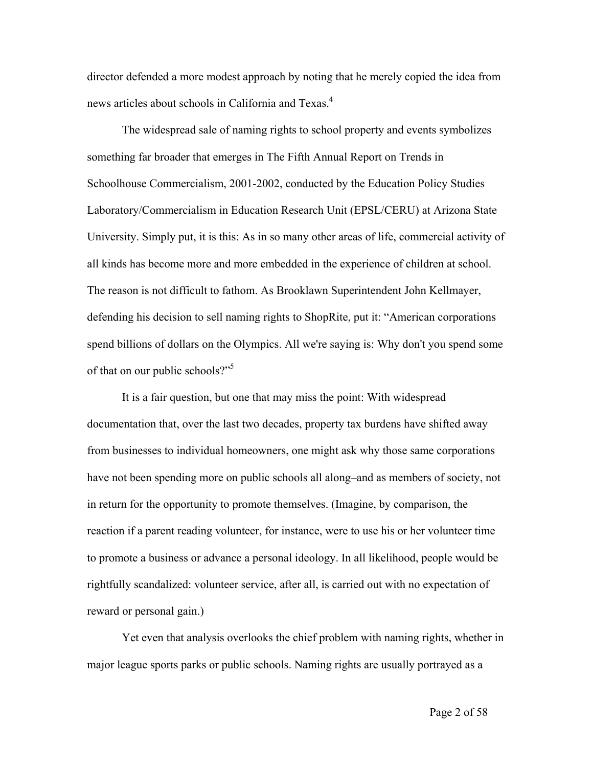director defended a more modest approach by noting that he merely copied the idea from news articles about schools in California and Texas.[4]

The widespread sale of naming rights to school property and events symbolizes something far broader that emerges in The Fifth Annual Report on Trends in Schoolhouse Commercialism, 2001-2002, conducted by the Education Policy Studies Laboratory/Commercialism in Education Research Unit (EPSL/CERU) at Arizona State University. Simply put, it is this: As in so many other areas of life, commercial activity of all kinds has become more and more embedded in the experience of children at school. The reason is not difficult to fathom. As Brooklawn Superintendent John Kellmayer, defending his decision to sell naming rights to ShopRite, put it: "American corporations spend billions of dollars on the Olympics. All we're saying is: Why don't you spend some of that on our public schools?"[5]

It is a fair question, but one that may miss the point: With widespread documentation that, over the last two decades, property tax burdens have shifted away from businesses to individual homeowners, one might ask why those same corporations have not been spending more on public schools all along–and as members of society, not in return for the opportunity to promote themselves. (Imagine, by comparison, the reaction if a parent reading volunteer, for instance, were to use his or her volunteer time to promote a business or advance a personal ideology. In all likelihood, people would be rightfully scandalized: volunteer service, after all, is carried out with no expectation of reward or personal gain.)

Yet even that analysis overlooks the chief problem with naming rights, whether in major league sports parks or public schools. Naming rights are usually portrayed as a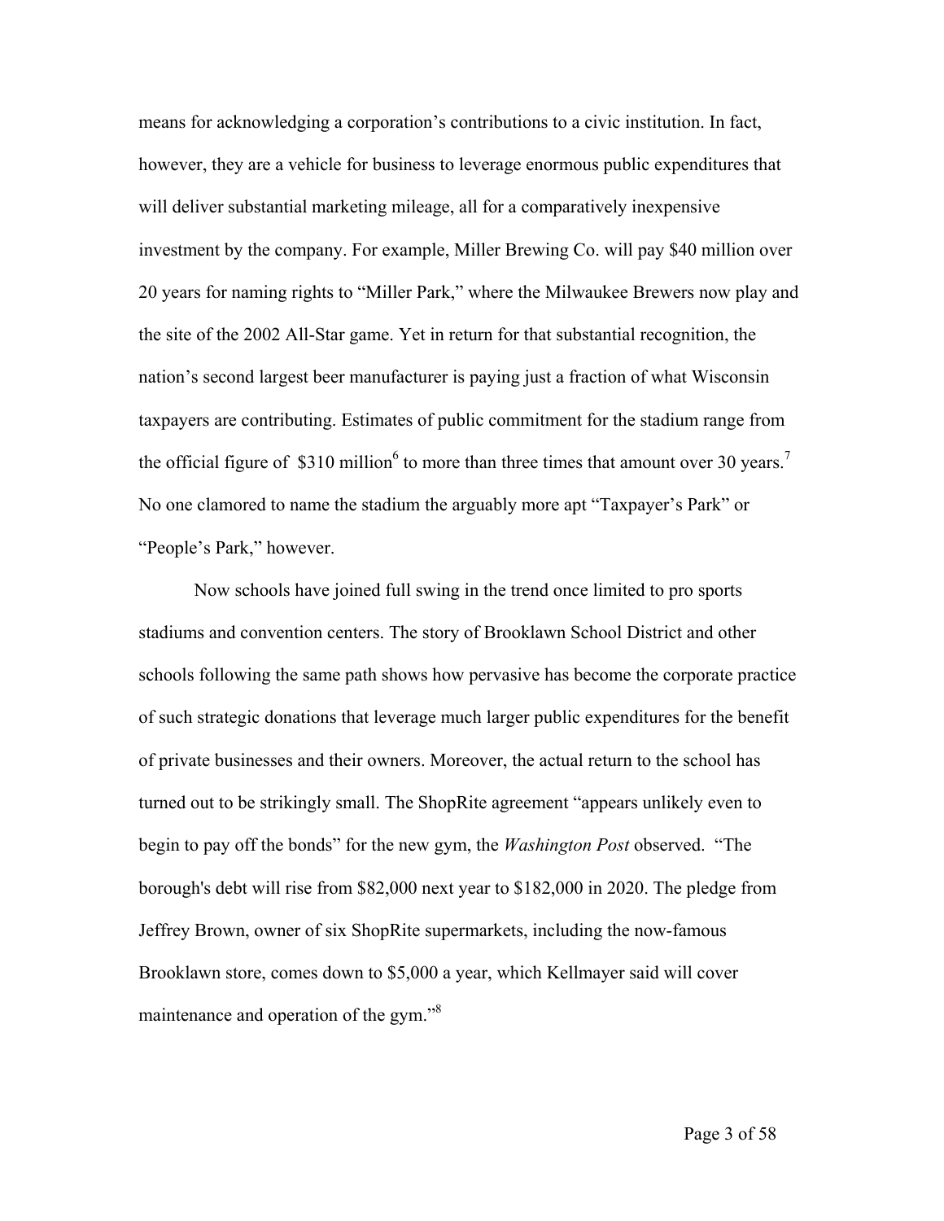means for acknowledging a corporation's contributions to a civic institution. In fact, however, they are a vehicle for business to leverage enormous public expenditures that will deliver substantial marketing mileage, all for a comparatively inexpensive investment by the company. For example, Miller Brewing Co. will pay $40 million over 20 years for naming rights to "Miller Park," where the Milwaukee Brewers now play and the site of the 2002 All-Star game. Yet in return for that substantial recognition, the nation's second largest beer manufacturer is paying just a fraction of what Wisconsin taxpayers are contributing. Estimates of public commitment for the stadium range from the official figure of $310 million[6] to more than three times that amount over 30 years.[7] No one clamored to name the stadium the arguably more apt "Taxpayer's Park" or "People's Park," however.

Now schools have joined full swing in the trend once limited to pro sports stadiums and convention centers. The story of Brooklawn School District and other schools following the same path shows how pervasive has become the corporate practice of such strategic donations that leverage much larger public expenditures for the benefit of private businesses and their owners. Moreover, the actual return to the school has turned out to be strikingly small. The ShopRite agreement "appears unlikely even to begin to pay off the bonds" for the new gym, the *Washington Post* observed. "The borough's debt will rise from $82,000 next year to $182,000 in 2020. The pledge from Jeffrey Brown, owner of six ShopRite supermarkets, including the now-famous Brooklawn store, comes down to $5,000 a year, which Kellmayer said will cover maintenance and operation of the gym."[8]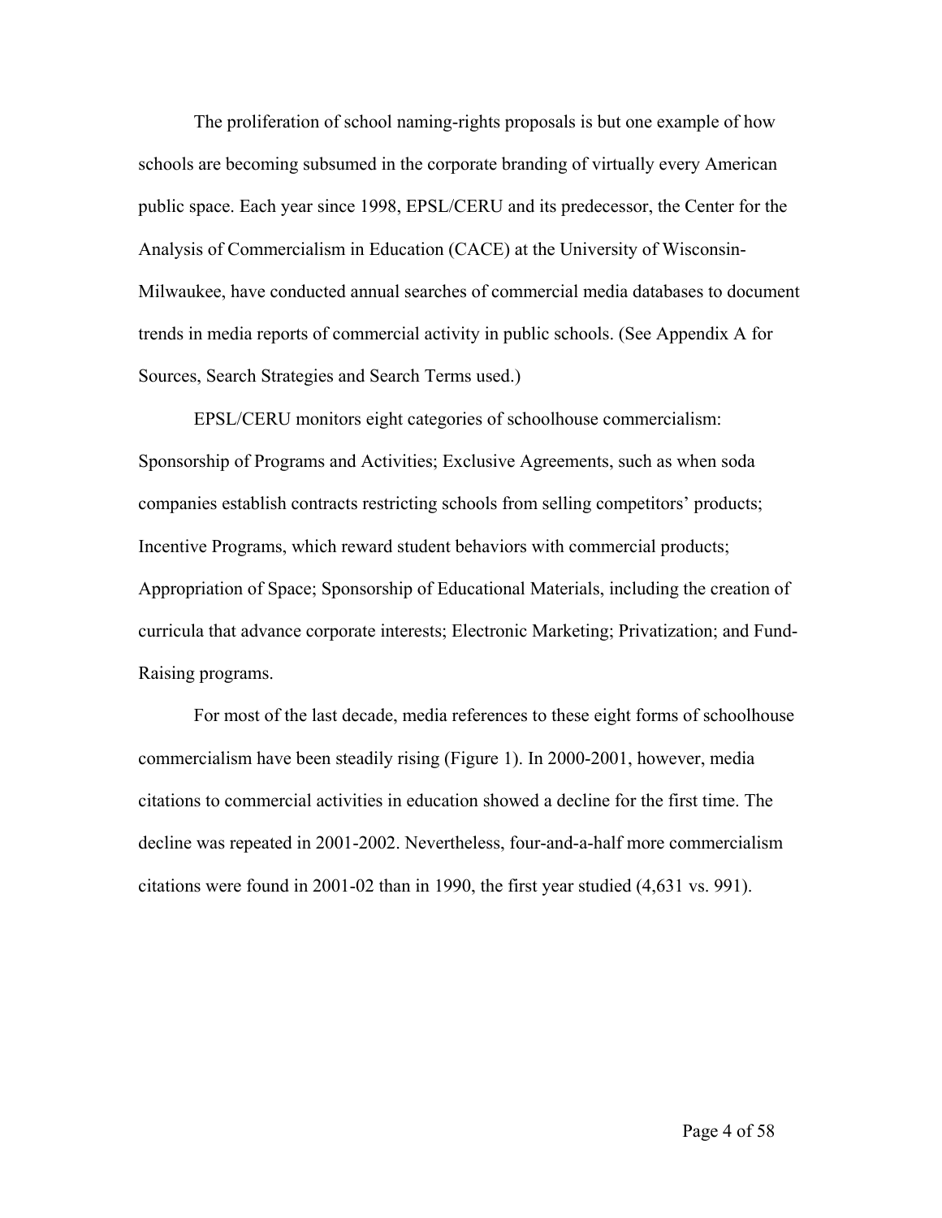The proliferation of school naming-rights proposals is but one example of how schools are becoming subsumed in the corporate branding of virtually every American public space. Each year since 1998, EPSL/CERU and its predecessor, the Center for the Analysis of Commercialism in Education (CACE) at the University of Wisconsin-Milwaukee, have conducted annual searches of commercial media databases to document trends in media reports of commercial activity in public schools. (See Appendix A for Sources, Search Strategies and Search Terms used.)

EPSL/CERU monitors eight categories of schoolhouse commercialism: Sponsorship of Programs and Activities; Exclusive Agreements, such as when soda companies establish contracts restricting schools from selling competitors' products; Incentive Programs, which reward student behaviors with commercial products; Appropriation of Space; Sponsorship of Educational Materials, including the creation of curricula that advance corporate interests; Electronic Marketing; Privatization; and Fund-Raising programs.

For most of the last decade, media references to these eight forms of schoolhouse commercialism have been steadily rising (Figure 1). In 2000-2001, however, media citations to commercial activities in education showed a decline for the first time. The decline was repeated in 2001-2002. Nevertheless, four-and-a-half more commercialism citations were found in 2001-02 than in 1990, the first year studied (4,631 vs. 991).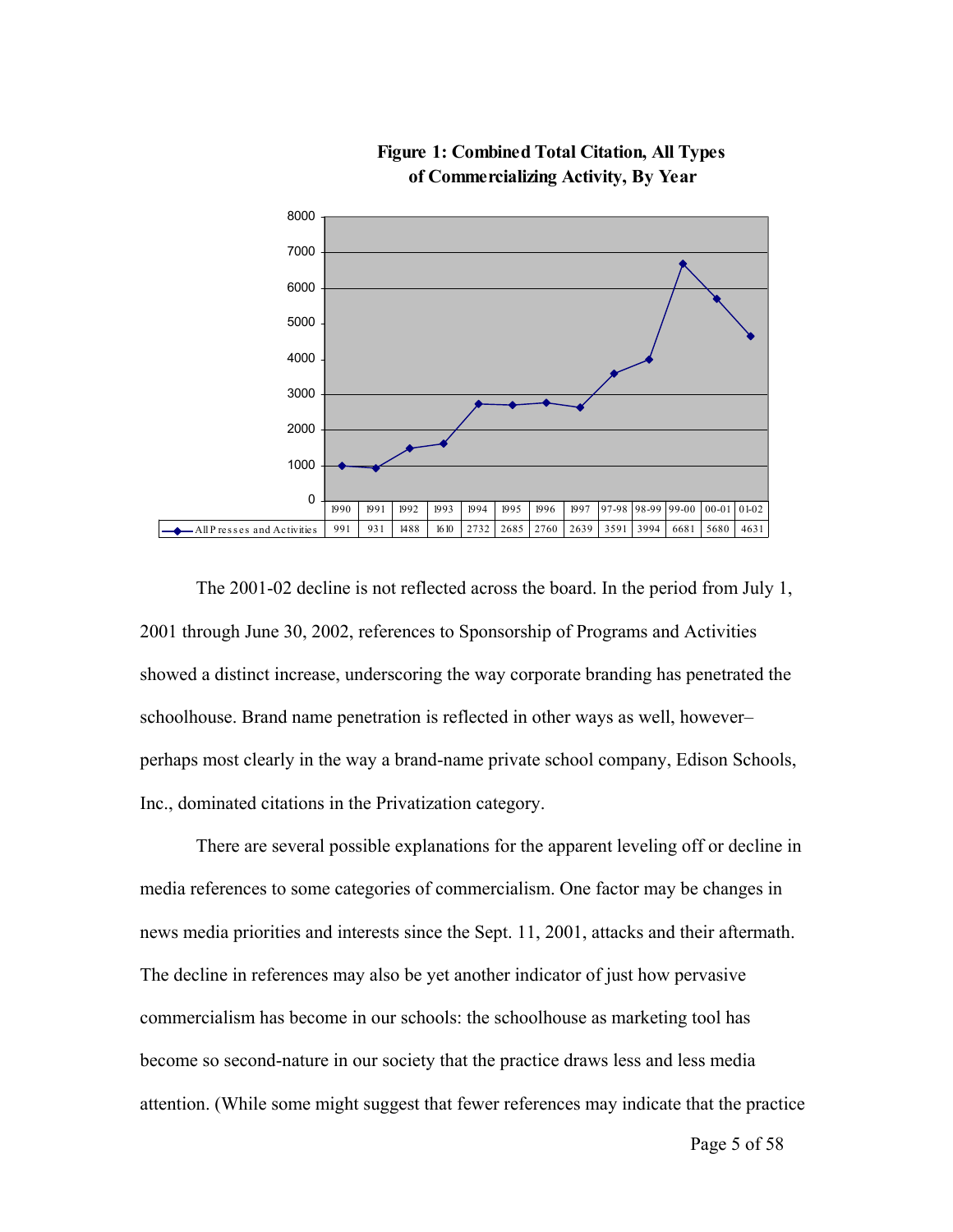**Figure 1: Combined Total Citation, All Types of Commercializing Activity, By Year**

| | 1990 | 1991 | 1992 | 1993 | 1994 | 1995 | 1996 | 1997 | 97-98 | 98-99 | 99-00 | 00-01 | 01-02 |
|---|---|---|---|---|---|---|---|---|---|---|---|---|---|
| All Presses and Activities | 991 | 931 | 1488 | 1610 | 2732 | 2685 | 2760 | 2639 | 3591 | 3994 | 6681 | 5680 | 4631 |

The 2001-02 decline is not reflected across the board. In the period from July 1, 2001 through June 30, 2002, references to Sponsorship of Programs and Activities showed a distinct increase, underscoring the way corporate branding has penetrated the schoolhouse. Brand name penetration is reflected in other ways as well, however– perhaps most clearly in the way a brand-name private school company, Edison Schools, Inc., dominated citations in the Privatization category.

There are several possible explanations for the apparent leveling off or decline in media references to some categories of commercialism. One factor may be changes in news media priorities and interests since the Sept. 11, 2001, attacks and their aftermath. The decline in references may also be yet another indicator of just how pervasive commercialism has become in our schools: the schoolhouse as marketing tool has become so second-nature in our society that the practice draws less and less media attention. (While some might suggest that fewer references may indicate that the practice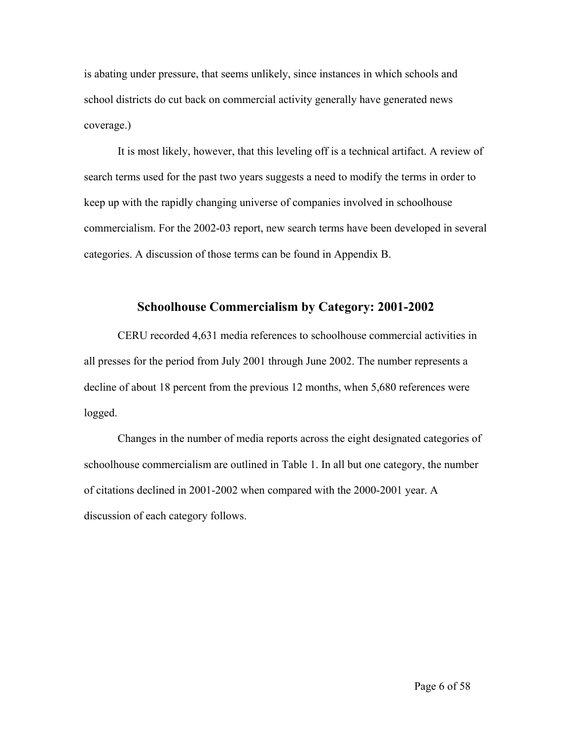is abating under pressure, that seems unlikely, since instances in which schools and school districts do cut back on commercial activity generally have generated news coverage.)

It is most likely, however, that this leveling off is a technical artifact. A review of search terms used for the past two years suggests a need to modify the terms in order to keep up with the rapidly changing universe of companies involved in schoolhouse commercialism. For the 2002-03 report, new search terms have been developed in several categories. A discussion of those terms can be found in Appendix B.

## Schoolhouse Commercialism by Category: 2001-2002

CERU recorded 4,631 media references to schoolhouse commercial activities in all presses for the period from July 2001 through June 2002. The number represents a decline of about 18 percent from the previous 12 months, when 5,680 references were logged.

Changes in the number of media reports across the eight designated categories of schoolhouse commercialism are outlined in Table 1. In all but one category, the number of citations declined in 2001-2002 when compared with the 2000-2001 year. A discussion of each category follows.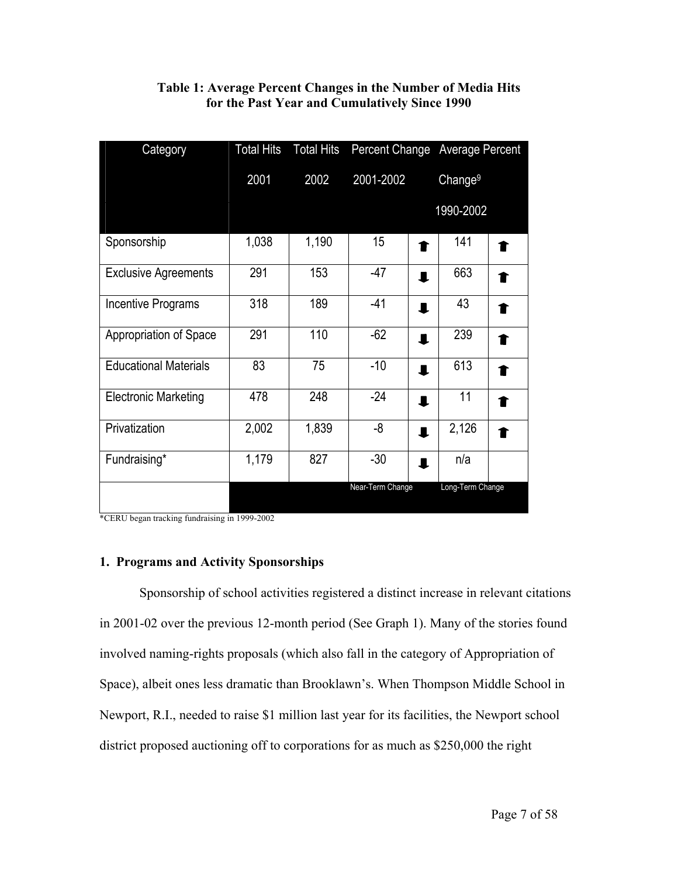**Table 1: Average Percent Changes in the Number of Media Hits for the Past Year and Cumulatively Since 1990**

| Category | Total Hits 2001 | Total Hits 2002 | Percent Change 2001-2002 | | Average Percent Change[9] 1990-2002 | |
|---|---|---|---|---|---|---|
| Sponsorship | 1,038 | 1,190 | 15 | ⬆ | 141 | ⬆ |
| Exclusive Agreements | 291 | 153 | -47 | ⬇ | 663 | ⬆ |
| Incentive Programs | 318 | 189 | -41 | ⬇ | 43 | ⬆ |
| Appropriation of Space | 291 | 110 | -62 | ⬇ | 239 | ⬆ |
| Educational Materials | 83 | 75 | -10 | ⬇ | 613 | ⬆ |
| Electronic Marketing | 478 | 248 | -24 | ⬇ | 11 | ⬆ |
| Privatization | 2,002 | 1,839 | -8 | ⬇ | 2,126 | ⬆ |
| Fundraising* | 1,179 | 827 | -30 | ⬇ | n/a | |
| | | | Near-Term Change | | Long-Term Change | |

*CERU began tracking fundraising in 1999-2002

### 1. Programs and Activity Sponsorships

Sponsorship of school activities registered a distinct increase in relevant citations in 2001-02 over the previous 12-month period (See Graph 1). Many of the stories found involved naming-rights proposals (which also fall in the category of Appropriation of Space), albeit ones less dramatic than Brooklawn's. When Thompson Middle School in Newport, R.I., needed to raise $1 million last year for its facilities, the Newport school district proposed auctioning off to corporations for as much as $250,000 the right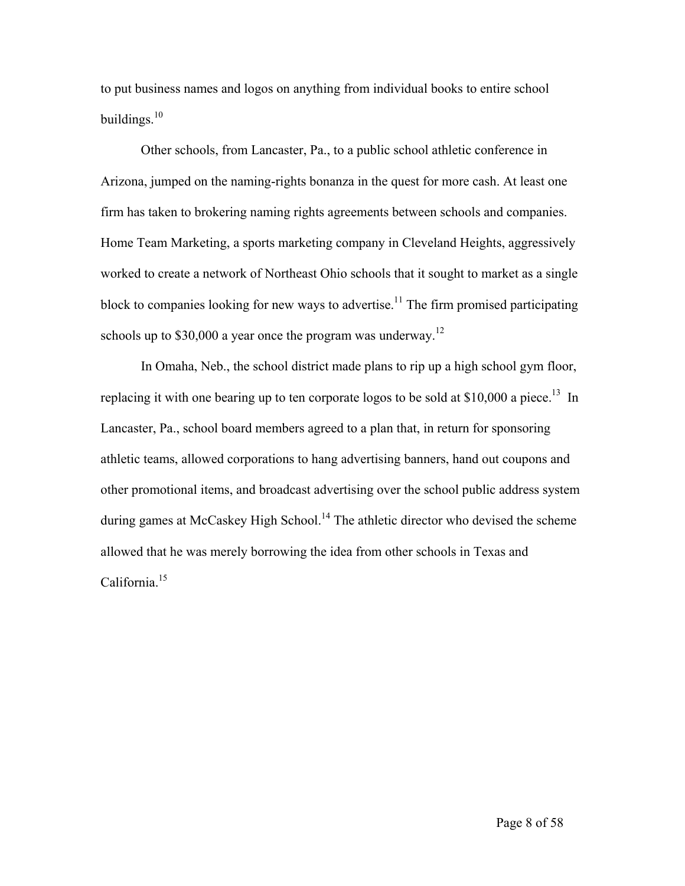to put business names and logos on anything from individual books to entire school buildings.[10]

Other schools, from Lancaster, Pa., to a public school athletic conference in Arizona, jumped on the naming-rights bonanza in the quest for more cash. At least one firm has taken to brokering naming rights agreements between schools and companies. Home Team Marketing, a sports marketing company in Cleveland Heights, aggressively worked to create a network of Northeast Ohio schools that it sought to market as a single block to companies looking for new ways to advertise.[11] The firm promised participating schools up to $30,000 a year once the program was underway.[12]

In Omaha, Neb., the school district made plans to rip up a high school gym floor, replacing it with one bearing up to ten corporate logos to be sold at $10,000 a piece.[13] In Lancaster, Pa., school board members agreed to a plan that, in return for sponsoring athletic teams, allowed corporations to hang advertising banners, hand out coupons and other promotional items, and broadcast advertising over the school public address system during games at McCaskey High School.[14] The athletic director who devised the scheme allowed that he was merely borrowing the idea from other schools in Texas and California.[15]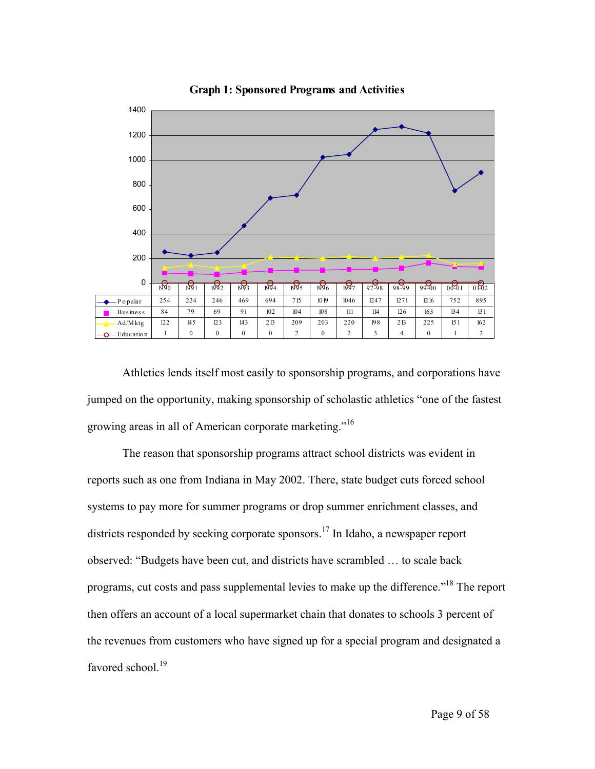**Graph 1: Sponsored Programs and Activities**

| | 1990 | 1991 | 1992 | 1993 | 1994 | 1995 | 1996 | 1997 | 97-98 | 98-99 | 99-00 | 00-01 | 01-02 |
|---|---|---|---|---|---|---|---|---|---|---|---|---|---|
| Popular | 254 | 224 | 246 | 469 | 694 | 715 | 1019 | 1046 | 1247 | 1271 | 1216 | 752 | 895 |
| Business | 84 | 79 | 69 | 91 | 102 | 104 | 108 | 111 | 114 | 126 | 163 | 134 | 131 |
| Ad/Mktg | 122 | 145 | 123 | 143 | 213 | 209 | 203 | 220 | 198 | 213 | 225 | 151 | 162 |
| Education | 1 | 0 | 0 | 0 | 0 | 2 | 0 | 2 | 3 | 4 | 0 | 1 | 2 |

Athletics lends itself most easily to sponsorship programs, and corporations have jumped on the opportunity, making sponsorship of scholastic athletics "one of the fastest growing areas in all of American corporate marketing."[16]

The reason that sponsorship programs attract school districts was evident in reports such as one from Indiana in May 2002. There, state budget cuts forced school systems to pay more for summer programs or drop summer enrichment classes, and districts responded by seeking corporate sponsors.[17] In Idaho, a newspaper report observed: "Budgets have been cut, and districts have scrambled … to scale back programs, cut costs and pass supplemental levies to make up the difference."[18] The report then offers an account of a local supermarket chain that donates to schools 3 percent of the revenues from customers who have signed up for a special program and designated a favored school.[19]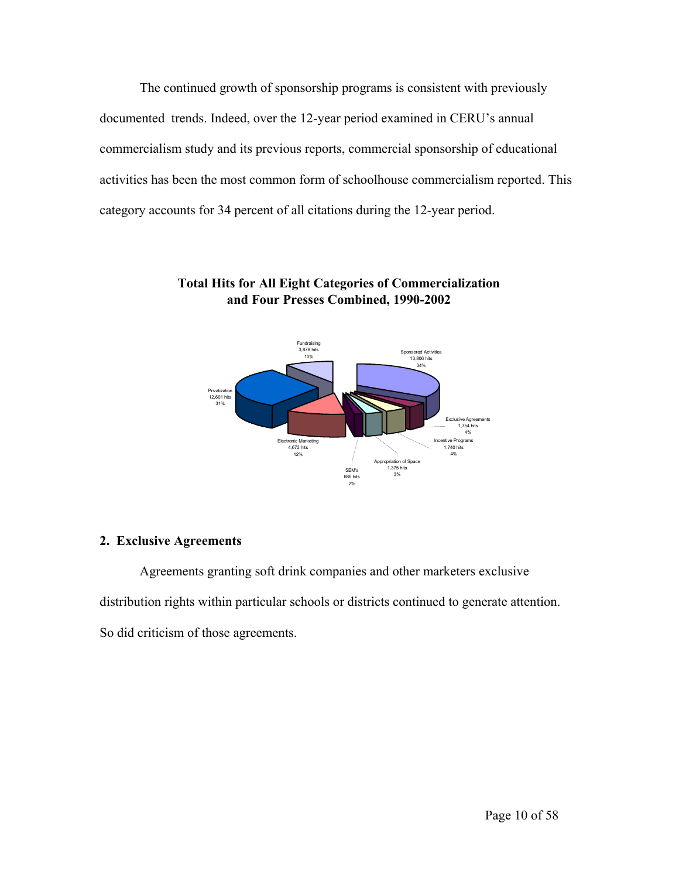The continued growth of sponsorship programs is consistent with previously documented trends. Indeed, over the 12-year period examined in CERU's annual commercialism study and its previous reports, commercial sponsorship of educational activities has been the most common form of schoolhouse commercialism reported. This category accounts for 34 percent of all citations during the 12-year period.

**Total Hits for All Eight Categories of Commercialization and Four Presses Combined, 1990-2002**

Fundraising
3,878 hits
10%

Sponsored Activities
13,806 hits
34%

Privatization
12,601 hits
31%

Exclusive Agreements
1,754 hits
4%

Incentive Programs
1,740 hits
4%

Electronic Marketing
4,673 hits
12%

Appropriation of Space
1,375 hits
3%

SEM's
686 hits
2%

## 2. Exclusive Agreements

Agreements granting soft drink companies and other marketers exclusive distribution rights within particular schools or districts continued to generate attention. So did criticism of those agreements.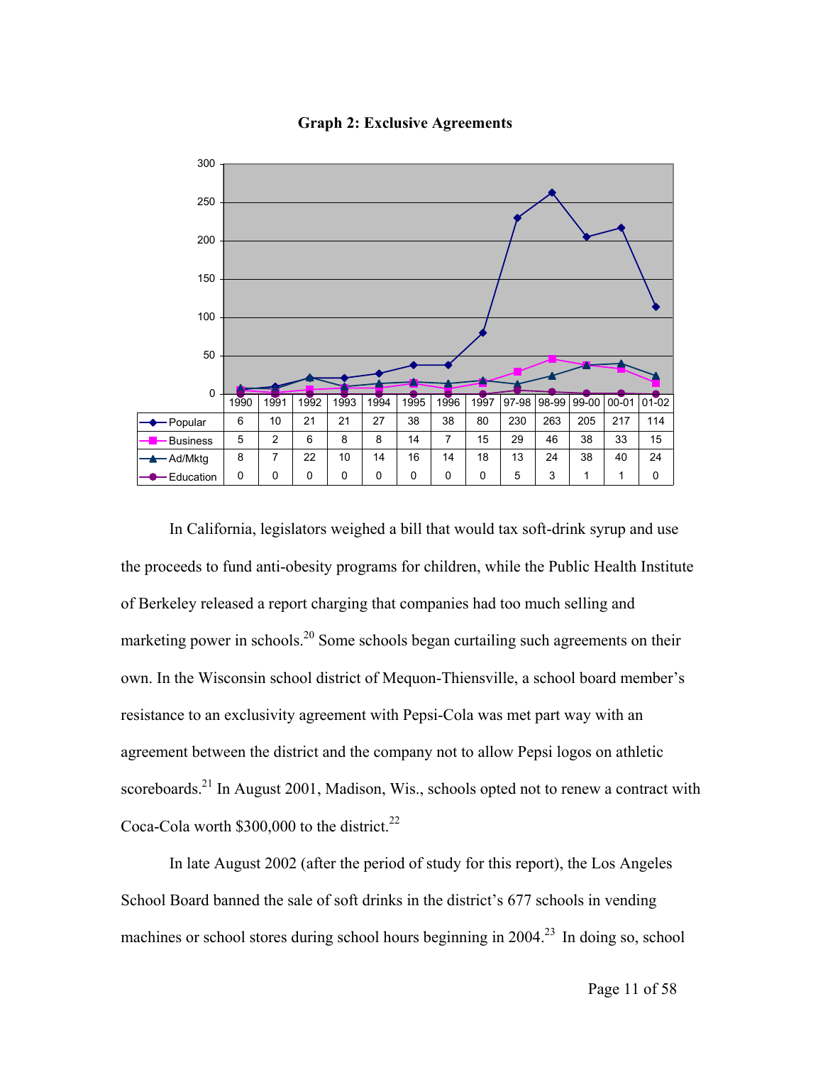**Graph 2: Exclusive Agreements**

| | 1990 | 1991 | 1992 | 1993 | 1994 | 1995 | 1996 | 1997 | 97-98 | 98-99 | 99-00 | 00-01 | 01-02 |
|---|---|---|---|---|---|---|---|---|---|---|---|---|---|
| Popular | 6 | 10 | 21 | 21 | 27 | 38 | 38 | 80 | 230 | 263 | 205 | 217 | 114 |
| Business | 5 | 2 | 6 | 8 | 8 | 14 | 7 | 15 | 29 | 46 | 38 | 33 | 15 |
| Ad/Mktg | 8 | 7 | 22 | 10 | 14 | 16 | 14 | 18 | 13 | 24 | 38 | 40 | 24 |
| Education | 0 | 0 | 0 | 0 | 0 | 0 | 0 | 0 | 5 | 3 | 1 | 1 | 0 |

In California, legislators weighed a bill that would tax soft-drink syrup and use the proceeds to fund anti-obesity programs for children, while the Public Health Institute of Berkeley released a report charging that companies had too much selling and marketing power in schools.[20] Some schools began curtailing such agreements on their own. In the Wisconsin school district of Mequon-Thiensville, a school board member's resistance to an exclusivity agreement with Pepsi-Cola was met part way with an agreement between the district and the company not to allow Pepsi logos on athletic scoreboards.[21] In August 2001, Madison, Wis., schools opted not to renew a contract with Coca-Cola worth $300,000 to the district.[22]

In late August 2002 (after the period of study for this report), the Los Angeles School Board banned the sale of soft drinks in the district's 677 schools in vending machines or school stores during school hours beginning in 2004.[23] In doing so, school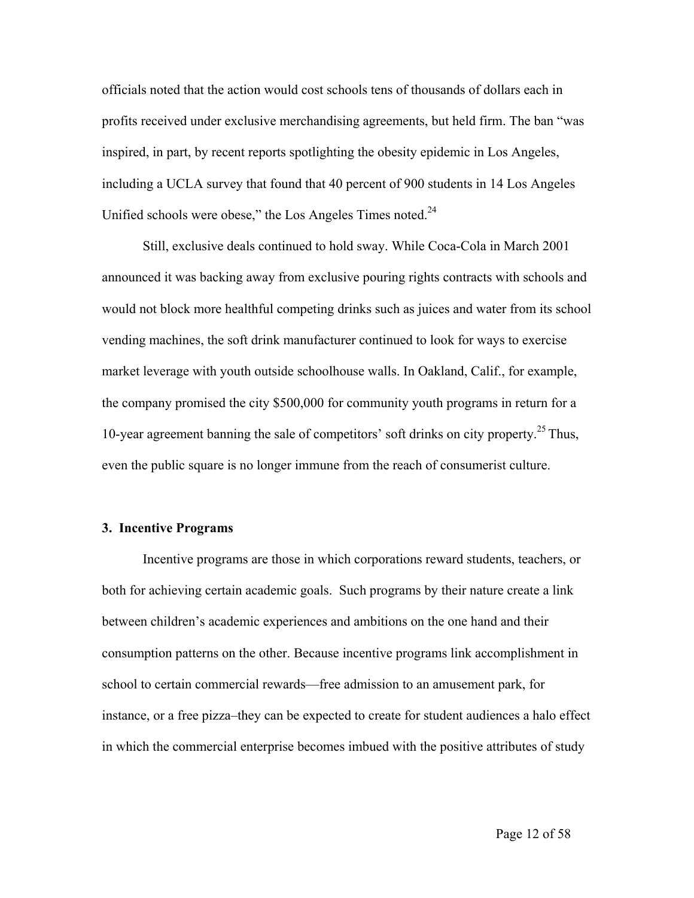officials noted that the action would cost schools tens of thousands of dollars each in profits received under exclusive merchandising agreements, but held firm. The ban "was inspired, in part, by recent reports spotlighting the obesity epidemic in Los Angeles, including a UCLA survey that found that 40 percent of 900 students in 14 Los Angeles Unified schools were obese," the Los Angeles Times noted.[24]

Still, exclusive deals continued to hold sway. While Coca-Cola in March 2001 announced it was backing away from exclusive pouring rights contracts with schools and would not block more healthful competing drinks such as juices and water from its school vending machines, the soft drink manufacturer continued to look for ways to exercise market leverage with youth outside schoolhouse walls. In Oakland, Calif., for example, the company promised the city $500,000 for community youth programs in return for a 10-year agreement banning the sale of competitors' soft drinks on city property.[25] Thus, even the public square is no longer immune from the reach of consumerist culture.

### 3. Incentive Programs

Incentive programs are those in which corporations reward students, teachers, or both for achieving certain academic goals. Such programs by their nature create a link between children's academic experiences and ambitions on the one hand and their consumption patterns on the other. Because incentive programs link accomplishment in school to certain commercial rewards—free admission to an amusement park, for instance, or a free pizza–they can be expected to create for student audiences a halo effect in which the commercial enterprise becomes imbued with the positive attributes of study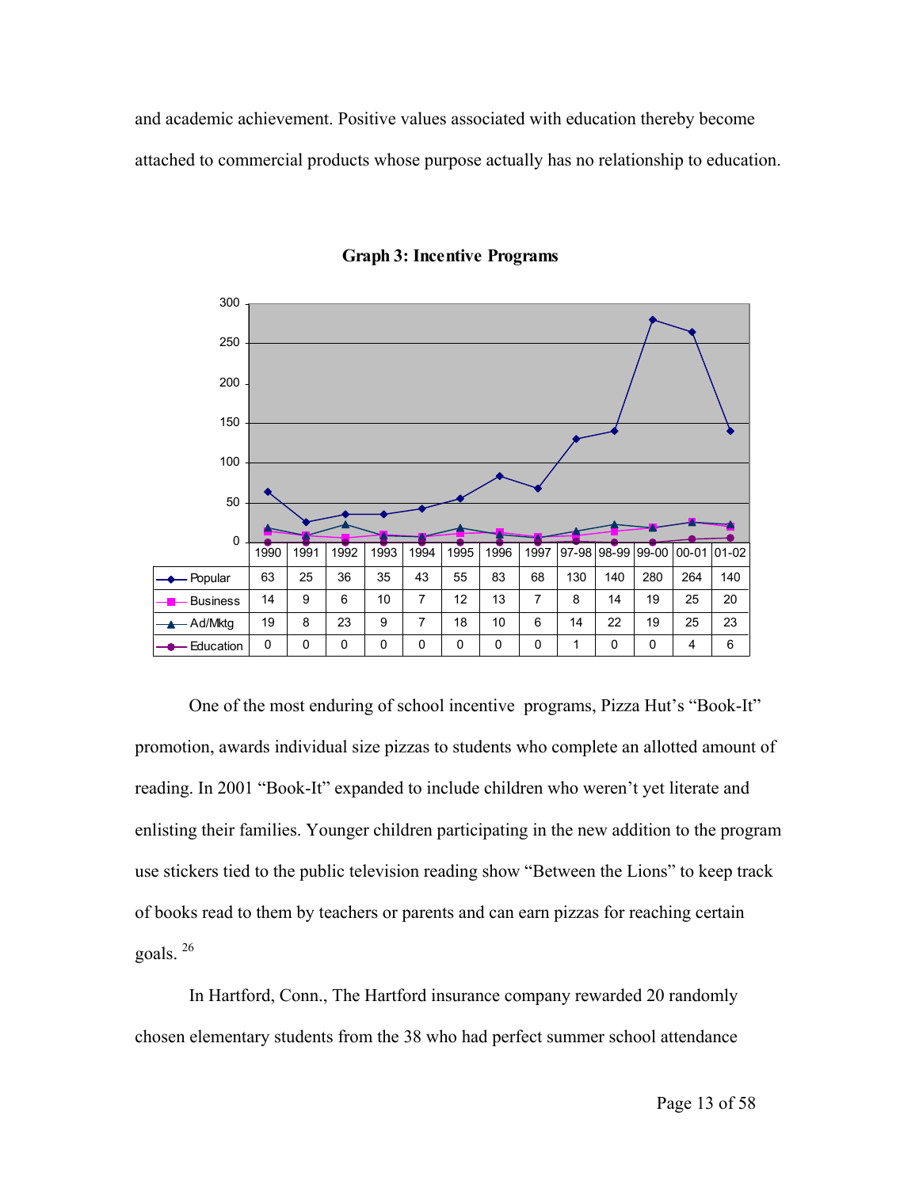and academic achievement. Positive values associated with education thereby become attached to commercial products whose purpose actually has no relationship to education.

**Graph 3: Incentive Programs**

| | 1990 | 1991 | 1992 | 1993 | 1994 | 1995 | 1996 | 1997 | 97-98 | 98-99 | 99-00 | 00-01 | 01-02 |
|---|---|---|---|---|---|---|---|---|---|---|---|---|---|
| Popular | 63 | 25 | 36 | 35 | 43 | 55 | 83 | 68 | 130 | 140 | 280 | 264 | 140 |
| Business | 14 | 9 | 6 | 10 | 7 | 12 | 13 | 7 | 8 | 14 | 19 | 25 | 20 |
| Ad/Mktg | 19 | 8 | 23 | 9 | 7 | 18 | 10 | 6 | 14 | 22 | 19 | 25 | 23 |
| Education | 0 | 0 | 0 | 0 | 0 | 0 | 0 | 0 | 1 | 0 | 0 | 4 | 6 |

One of the most enduring of school incentive programs, Pizza Hut's "Book-It" promotion, awards individual size pizzas to students who complete an allotted amount of reading. In 2001 "Book-It" expanded to include children who weren't yet literate and enlisting their families. Younger children participating in the new addition to the program use stickers tied to the public television reading show "Between the Lions" to keep track of books read to them by teachers or parents and can earn pizzas for reaching certain goals. [26]

In Hartford, Conn., The Hartford insurance company rewarded 20 randomly chosen elementary students from the 38 who had perfect summer school attendance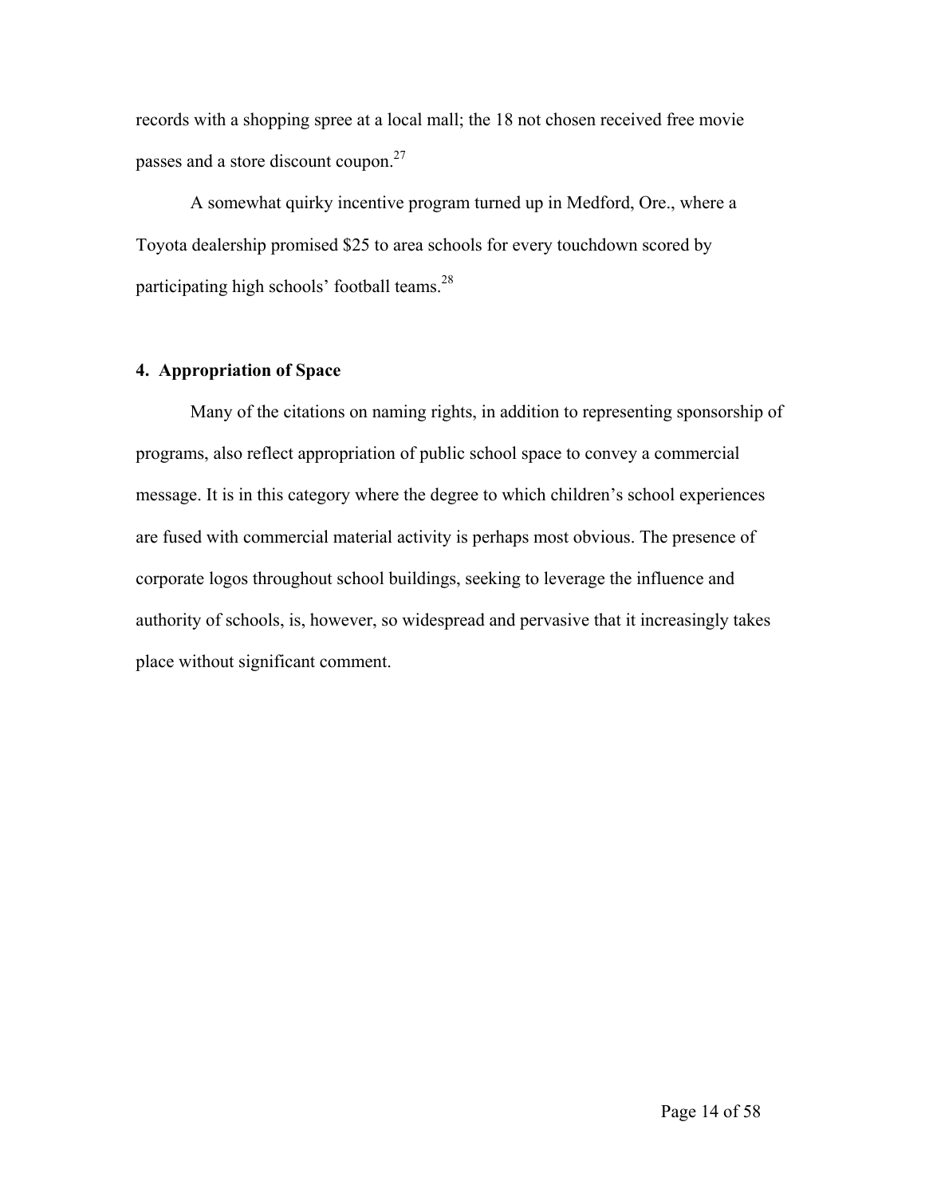records with a shopping spree at a local mall; the 18 not chosen received free movie passes and a store discount coupon.[27]

A somewhat quirky incentive program turned up in Medford, Ore., where a Toyota dealership promised $25 to area schools for every touchdown scored by participating high schools' football teams.[28]

### 4. Appropriation of Space

Many of the citations on naming rights, in addition to representing sponsorship of programs, also reflect appropriation of public school space to convey a commercial message. It is in this category where the degree to which children's school experiences are fused with commercial material activity is perhaps most obvious. The presence of corporate logos throughout school buildings, seeking to leverage the influence and authority of schools, is, however, so widespread and pervasive that it increasingly takes place without significant comment.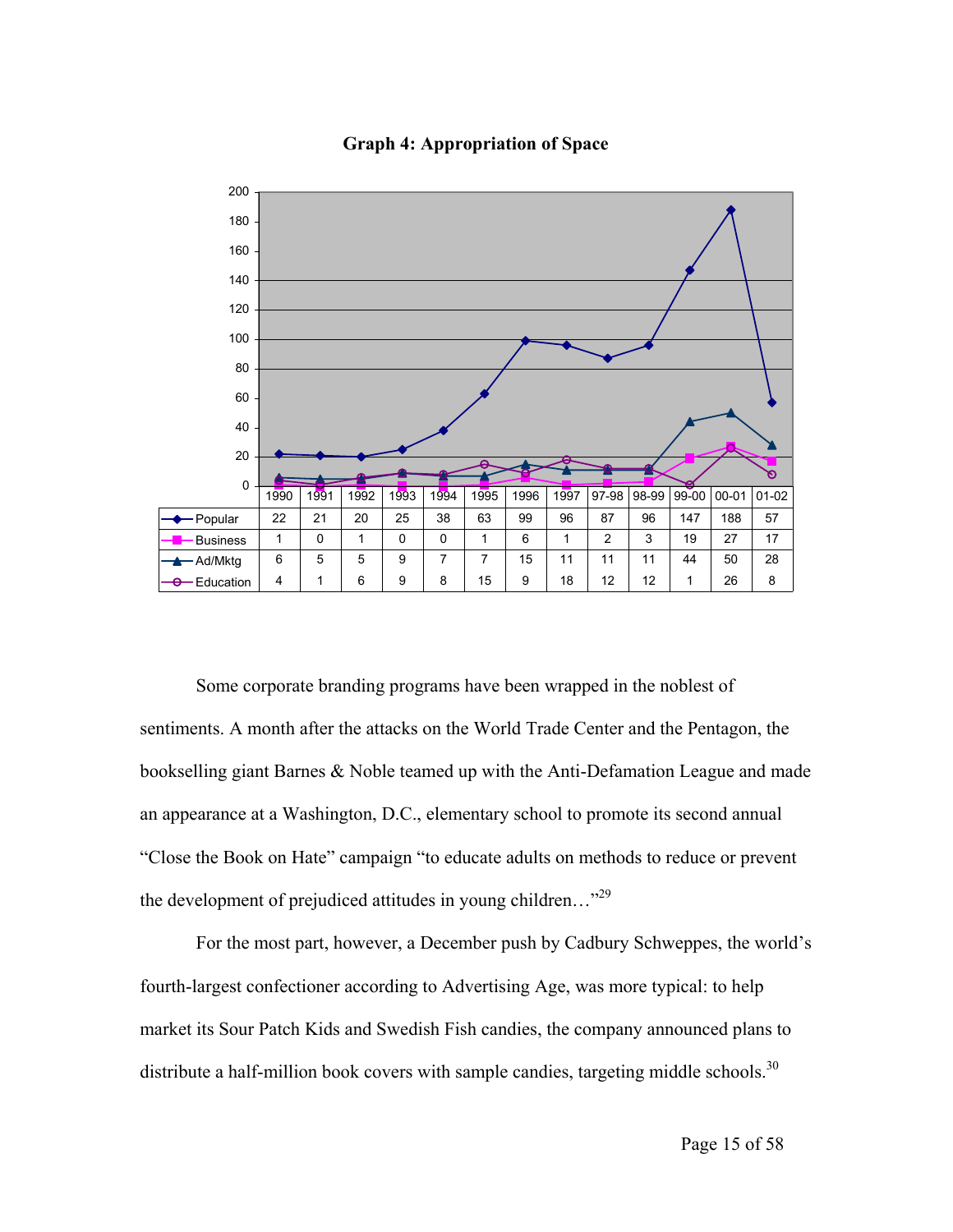**Graph 4: Appropriation of Space**

| | 1990 | 1991 | 1992 | 1993 | 1994 | 1995 | 1996 | 1997 | 97-98 | 98-99 | 99-00 | 00-01 | 01-02 |
|---|---|---|---|---|---|---|---|---|---|---|---|---|---|
| Popular | 22 | 21 | 20 | 25 | 38 | 63 | 99 | 96 | 87 | 96 | 147 | 188 | 57 |
| Business | 1 | 0 | 1 | 0 | 0 | 1 | 6 | 1 | 2 | 3 | 19 | 27 | 17 |
| Ad/Mktg | 6 | 5 | 5 | 9 | 7 | 7 | 15 | 11 | 11 | 11 | 44 | 50 | 28 |
| Education | 4 | 1 | 6 | 9 | 8 | 15 | 9 | 18 | 12 | 12 | 1 | 26 | 8 |

Some corporate branding programs have been wrapped in the noblest of sentiments. A month after the attacks on the World Trade Center and the Pentagon, the bookselling giant Barnes & Noble teamed up with the Anti-Defamation League and made an appearance at a Washington, D.C., elementary school to promote its second annual "Close the Book on Hate" campaign "to educate adults on methods to reduce or prevent the development of prejudiced attitudes in young children…"[29]

For the most part, however, a December push by Cadbury Schweppes, the world's fourth-largest confectioner according to Advertising Age, was more typical: to help market its Sour Patch Kids and Swedish Fish candies, the company announced plans to distribute a half-million book covers with sample candies, targeting middle schools.[30]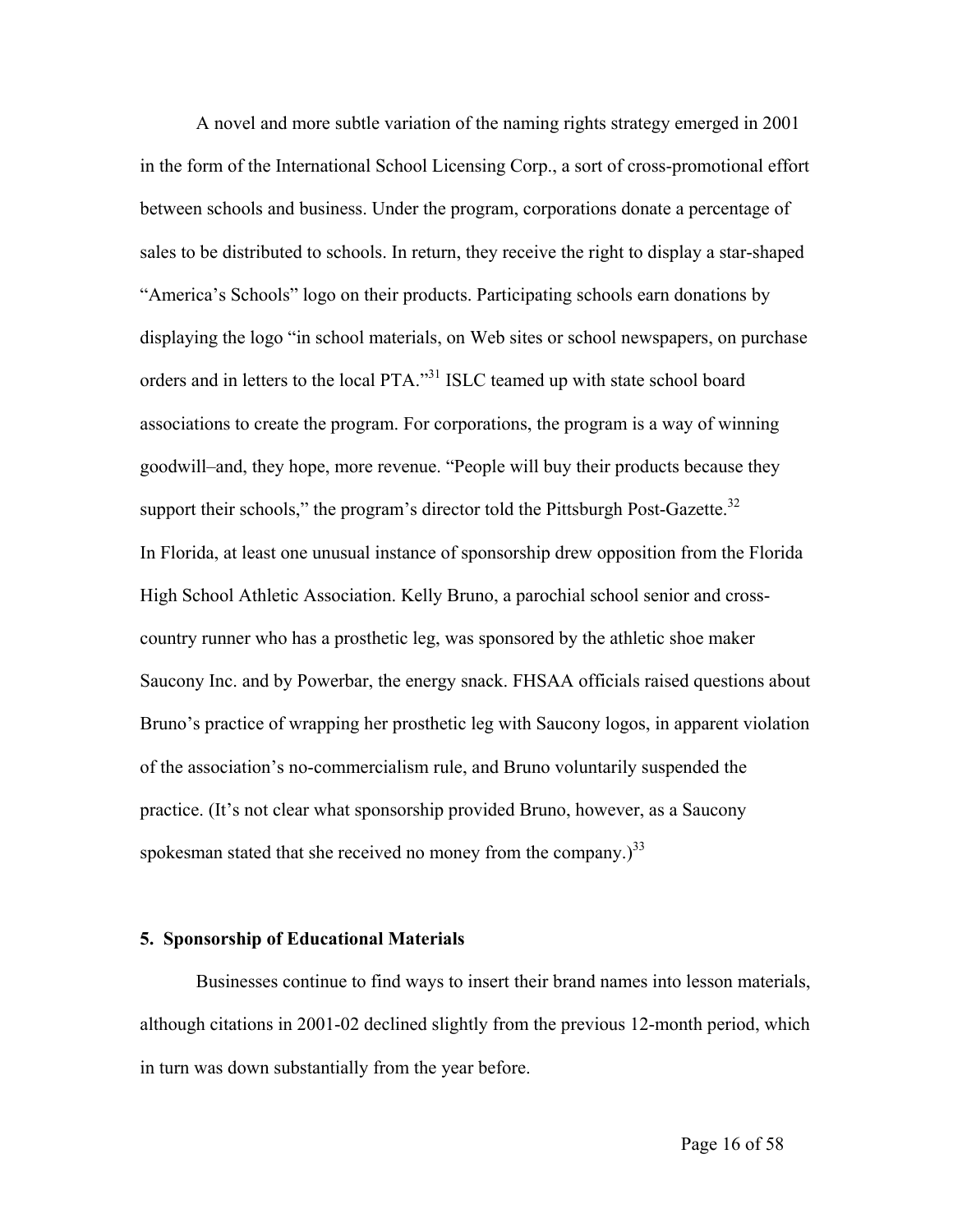A novel and more subtle variation of the naming rights strategy emerged in 2001 in the form of the International School Licensing Corp., a sort of cross-promotional effort between schools and business. Under the program, corporations donate a percentage of sales to be distributed to schools. In return, they receive the right to display a star-shaped "America's Schools" logo on their products. Participating schools earn donations by displaying the logo "in school materials, on Web sites or school newspapers, on purchase orders and in letters to the local PTA."[31] ISLC teamed up with state school board associations to create the program. For corporations, the program is a way of winning goodwill–and, they hope, more revenue. "People will buy their products because they support their schools," the program's director told the Pittsburgh Post-Gazette.[32]

In Florida, at least one unusual instance of sponsorship drew opposition from the Florida High School Athletic Association. Kelly Bruno, a parochial school senior and cross-country runner who has a prosthetic leg, was sponsored by the athletic shoe maker Saucony Inc. and by Powerbar, the energy snack. FHSAA officials raised questions about Bruno's practice of wrapping her prosthetic leg with Saucony logos, in apparent violation of the association's no-commercialism rule, and Bruno voluntarily suspended the practice. (It's not clear what sponsorship provided Bruno, however, as a Saucony spokesman stated that she received no money from the company.)[33]

**5. Sponsorship of Educational Materials**

Businesses continue to find ways to insert their brand names into lesson materials, although citations in 2001-02 declined slightly from the previous 12-month period, which in turn was down substantially from the year before.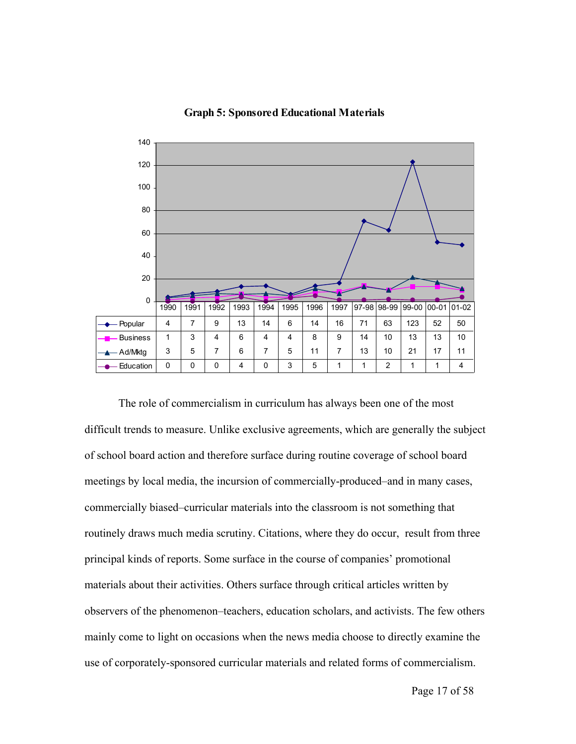**Graph 5: Sponsored Educational Materials**

| | 1990 | 1991 | 1992 | 1993 | 1994 | 1995 | 1996 | 1997 | 97-98 | 98-99 | 99-00 | 00-01 | 01-02 |
|---|---|---|---|---|---|---|---|---|---|---|---|---|---|
| Popular | 4 | 7 | 9 | 13 | 14 | 6 | 14 | 16 | 71 | 63 | 123 | 52 | 50 |
| Business | 1 | 3 | 4 | 6 | 4 | 4 | 8 | 9 | 14 | 10 | 13 | 13 | 10 |
| Ad/Mktg | 3 | 5 | 7 | 6 | 7 | 5 | 11 | 7 | 13 | 10 | 21 | 17 | 11 |
| Education | 0 | 0 | 0 | 4 | 0 | 3 | 5 | 1 | 1 | 2 | 1 | 1 | 4 |

The role of commercialism in curriculum has always been one of the most difficult trends to measure. Unlike exclusive agreements, which are generally the subject of school board action and therefore surface during routine coverage of school board meetings by local media, the incursion of commercially-produced–and in many cases, commercially biased–curricular materials into the classroom is not something that routinely draws much media scrutiny. Citations, where they do occur, result from three principal kinds of reports. Some surface in the course of companies' promotional materials about their activities. Others surface through critical articles written by observers of the phenomenon–teachers, education scholars, and activists. The few others mainly come to light on occasions when the news media choose to directly examine the use of corporately-sponsored curricular materials and related forms of commercialism.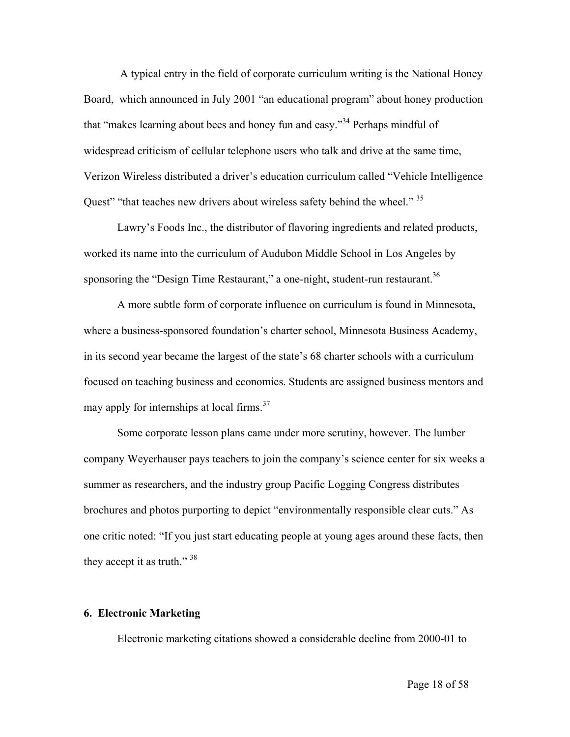A typical entry in the field of corporate curriculum writing is the National Honey Board, which announced in July 2001 "an educational program" about honey production that "makes learning about bees and honey fun and easy."[34] Perhaps mindful of widespread criticism of cellular telephone users who talk and drive at the same time, Verizon Wireless distributed a driver's education curriculum called "Vehicle Intelligence Quest" "that teaches new drivers about wireless safety behind the wheel." [35]

Lawry's Foods Inc., the distributor of flavoring ingredients and related products, worked its name into the curriculum of Audubon Middle School in Los Angeles by sponsoring the "Design Time Restaurant," a one-night, student-run restaurant.[36]

A more subtle form of corporate influence on curriculum is found in Minnesota, where a business-sponsored foundation's charter school, Minnesota Business Academy, in its second year became the largest of the state's 68 charter schools with a curriculum focused on teaching business and economics. Students are assigned business mentors and may apply for internships at local firms.[37]

Some corporate lesson plans came under more scrutiny, however. The lumber company Weyerhauser pays teachers to join the company's science center for six weeks a summer as researchers, and the industry group Pacific Logging Congress distributes brochures and photos purporting to depict "environmentally responsible clear cuts." As one critic noted: "If you just start educating people at young ages around these facts, then they accept it as truth." [38]

### 6. Electronic Marketing

Electronic marketing citations showed a considerable decline from 2000-01 to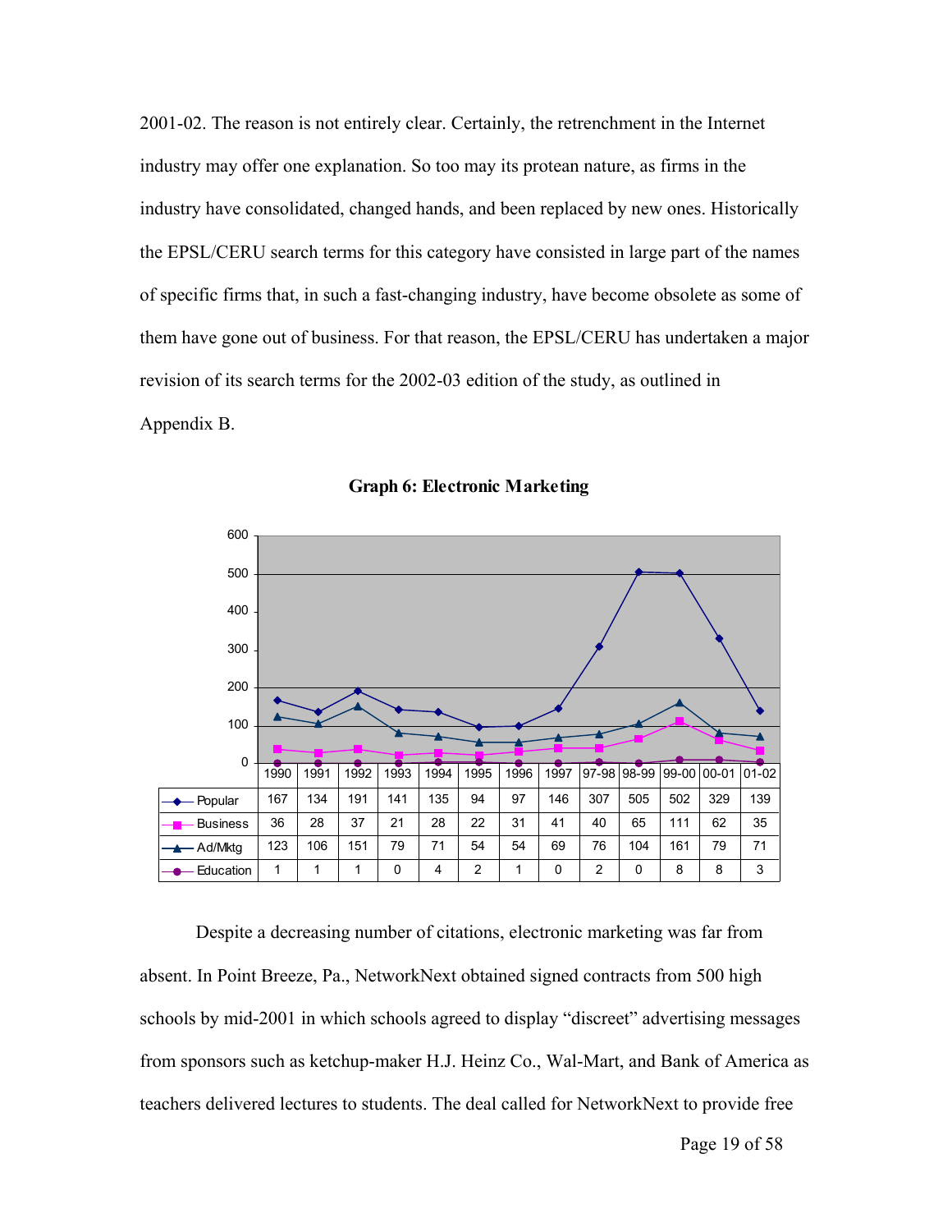2001-02. The reason is not entirely clear. Certainly, the retrenchment in the Internet industry may offer one explanation. So too may its protean nature, as firms in the industry have consolidated, changed hands, and been replaced by new ones. Historically the EPSL/CERU search terms for this category have consisted in large part of the names of specific firms that, in such a fast-changing industry, have become obsolete as some of them have gone out of business. For that reason, the EPSL/CERU has undertaken a major revision of its search terms for the 2002-03 edition of the study, as outlined in Appendix B.

**Graph 6: Electronic Marketing**

| | 1990 | 1991 | 1992 | 1993 | 1994 | 1995 | 1996 | 1997 | 97-98 | 98-99 | 99-00 | 00-01 | 01-02 |
|---|---|---|---|---|---|---|---|---|---|---|---|---|---|
| Popular | 167 | 134 | 191 | 141 | 135 | 94 | 97 | 146 | 307 | 505 | 502 | 329 | 139 |
| Business | 36 | 28 | 37 | 21 | 28 | 22 | 31 | 41 | 40 | 65 | 111 | 62 | 35 |
| Ad/Mktg | 123 | 106 | 151 | 79 | 71 | 54 | 54 | 69 | 76 | 104 | 161 | 79 | 71 |
| Education | 1 | 1 | 1 | 0 | 4 | 2 | 1 | 0 | 2 | 0 | 8 | 8 | 3 |

Despite a decreasing number of citations, electronic marketing was far from absent. In Point Breeze, Pa., NetworkNext obtained signed contracts from 500 high schools by mid-2001 in which schools agreed to display "discreet" advertising messages from sponsors such as ketchup-maker H.J. Heinz Co., Wal-Mart, and Bank of America as teachers delivered lectures to students. The deal called for NetworkNext to provide free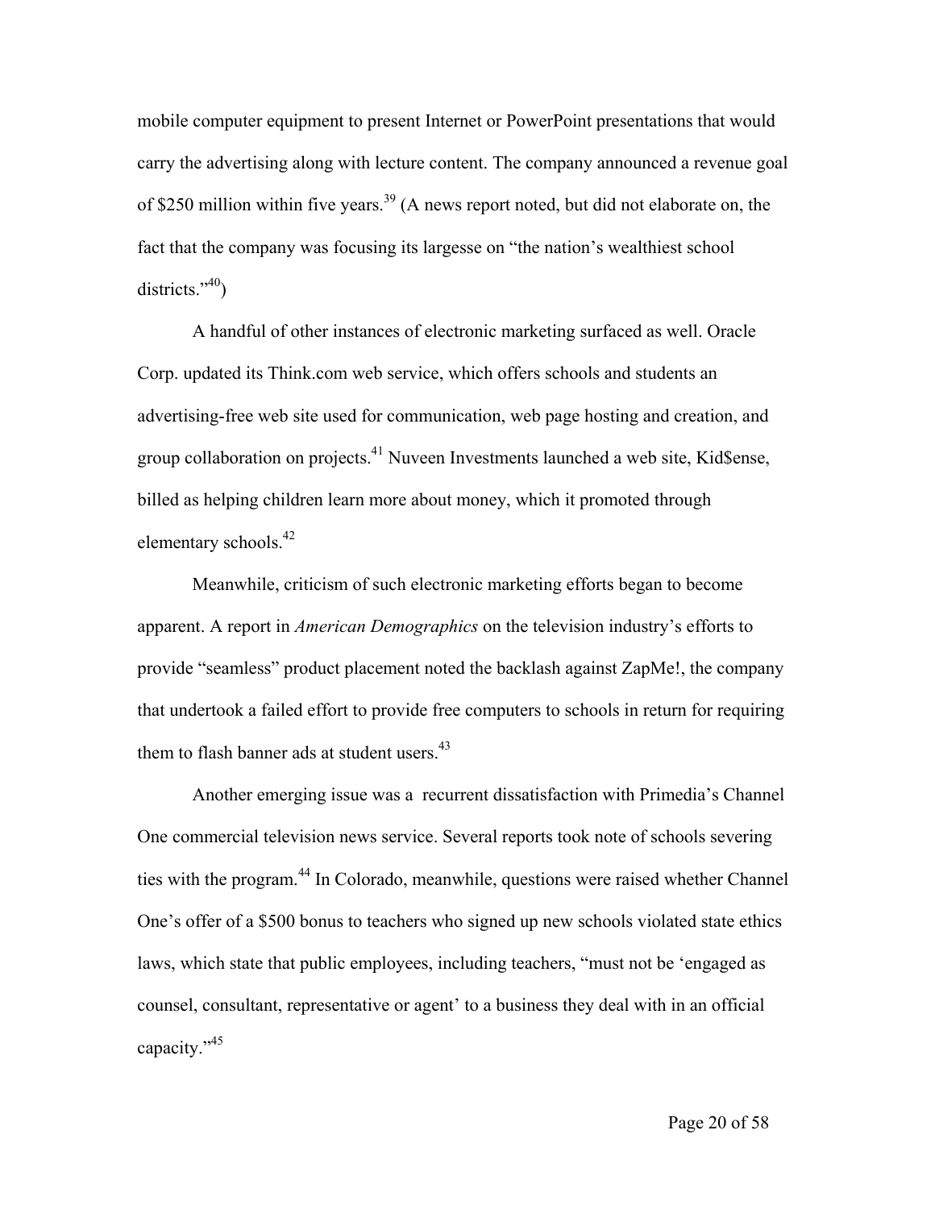mobile computer equipment to present Internet or PowerPoint presentations that would carry the advertising along with lecture content. The company announced a revenue goal of $250 million within five years.[39] (A news report noted, but did not elaborate on, the fact that the company was focusing its largesse on "the nation's wealthiest school districts."[40])

A handful of other instances of electronic marketing surfaced as well. Oracle Corp. updated its Think.com web service, which offers schools and students an advertising-free web site used for communication, web page hosting and creation, and group collaboration on projects.[41] Nuveen Investments launched a web site, Kid$ense, billed as helping children learn more about money, which it promoted through elementary schools.[42]

Meanwhile, criticism of such electronic marketing efforts began to become apparent. A report in *American Demographics* on the television industry's efforts to provide "seamless" product placement noted the backlash against ZapMe!, the company that undertook a failed effort to provide free computers to schools in return for requiring them to flash banner ads at student users.[43]

Another emerging issue was a recurrent dissatisfaction with Primedia's Channel One commercial television news service. Several reports took note of schools severing ties with the program.[44] In Colorado, meanwhile, questions were raised whether Channel One's offer of a $500 bonus to teachers who signed up new schools violated state ethics laws, which state that public employees, including teachers, "must not be 'engaged as counsel, consultant, representative or agent' to a business they deal with in an official capacity."[45]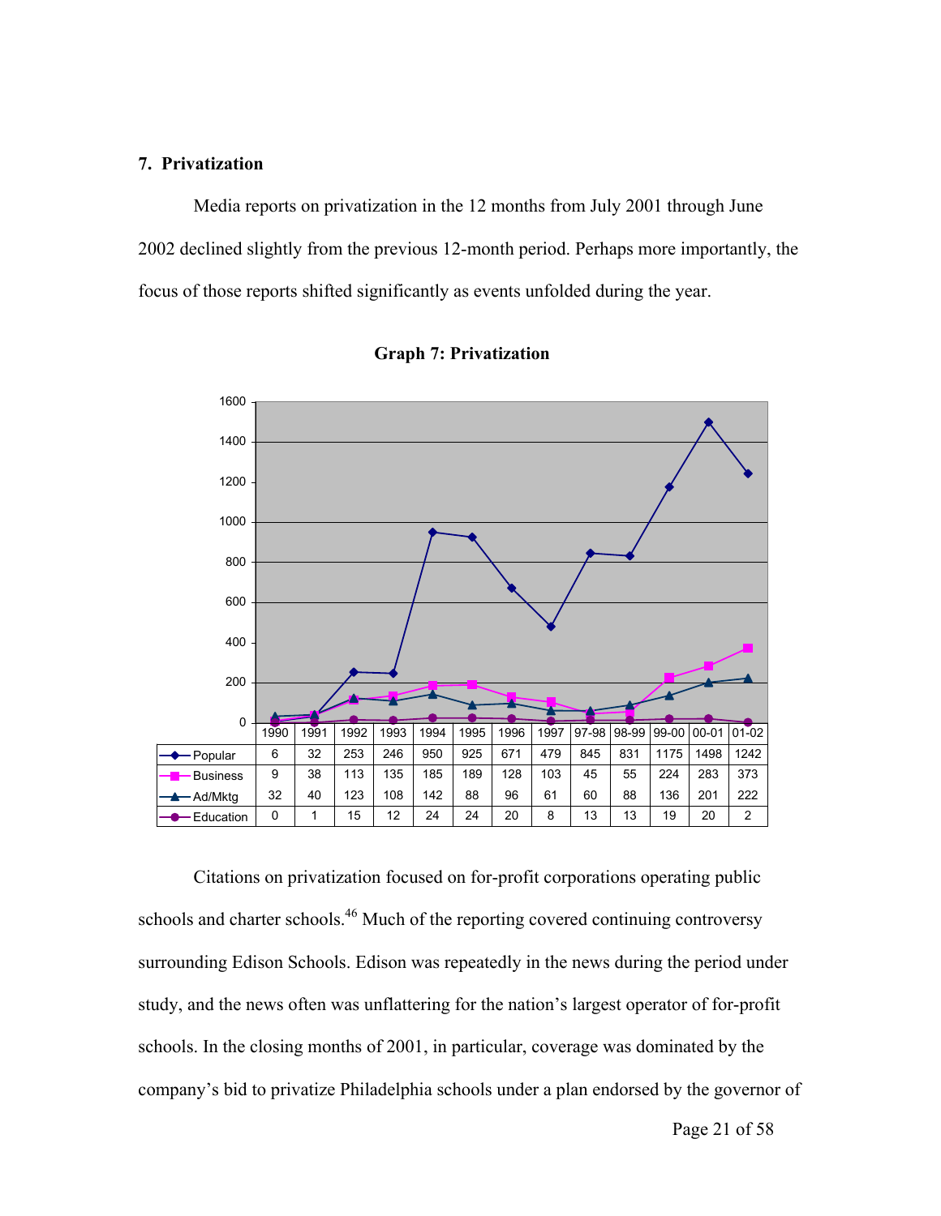## 7. Privatization

Media reports on privatization in the 12 months from July 2001 through June 2002 declined slightly from the previous 12-month period. Perhaps more importantly, the focus of those reports shifted significantly as events unfolded during the year.

**Graph 7: Privatization**

| | 1990 | 1991 | 1992 | 1993 | 1994 | 1995 | 1996 | 1997 | 97-98 | 98-99 | 99-00 | 00-01 | 01-02 |
|---|---|---|---|---|---|---|---|---|---|---|---|---|---|
| Popular | 6 | 32 | 253 | 246 | 950 | 925 | 671 | 479 | 845 | 831 | 1175 | 1498 | 1242 |
| Business | 9 | 38 | 113 | 135 | 185 | 189 | 128 | 103 | 45 | 55 | 224 | 283 | 373 |
| Ad/Mktg | 32 | 40 | 123 | 108 | 142 | 88 | 96 | 61 | 60 | 88 | 136 | 201 | 222 |
| Education | 0 | 1 | 15 | 12 | 24 | 24 | 20 | 8 | 13 | 13 | 19 | 20 | 2 |

Citations on privatization focused on for-profit corporations operating public schools and charter schools.[46] Much of the reporting covered continuing controversy surrounding Edison Schools. Edison was repeatedly in the news during the period under study, and the news often was unflattering for the nation's largest operator of for-profit schools. In the closing months of 2001, in particular, coverage was dominated by the company's bid to privatize Philadelphia schools under a plan endorsed by the governor of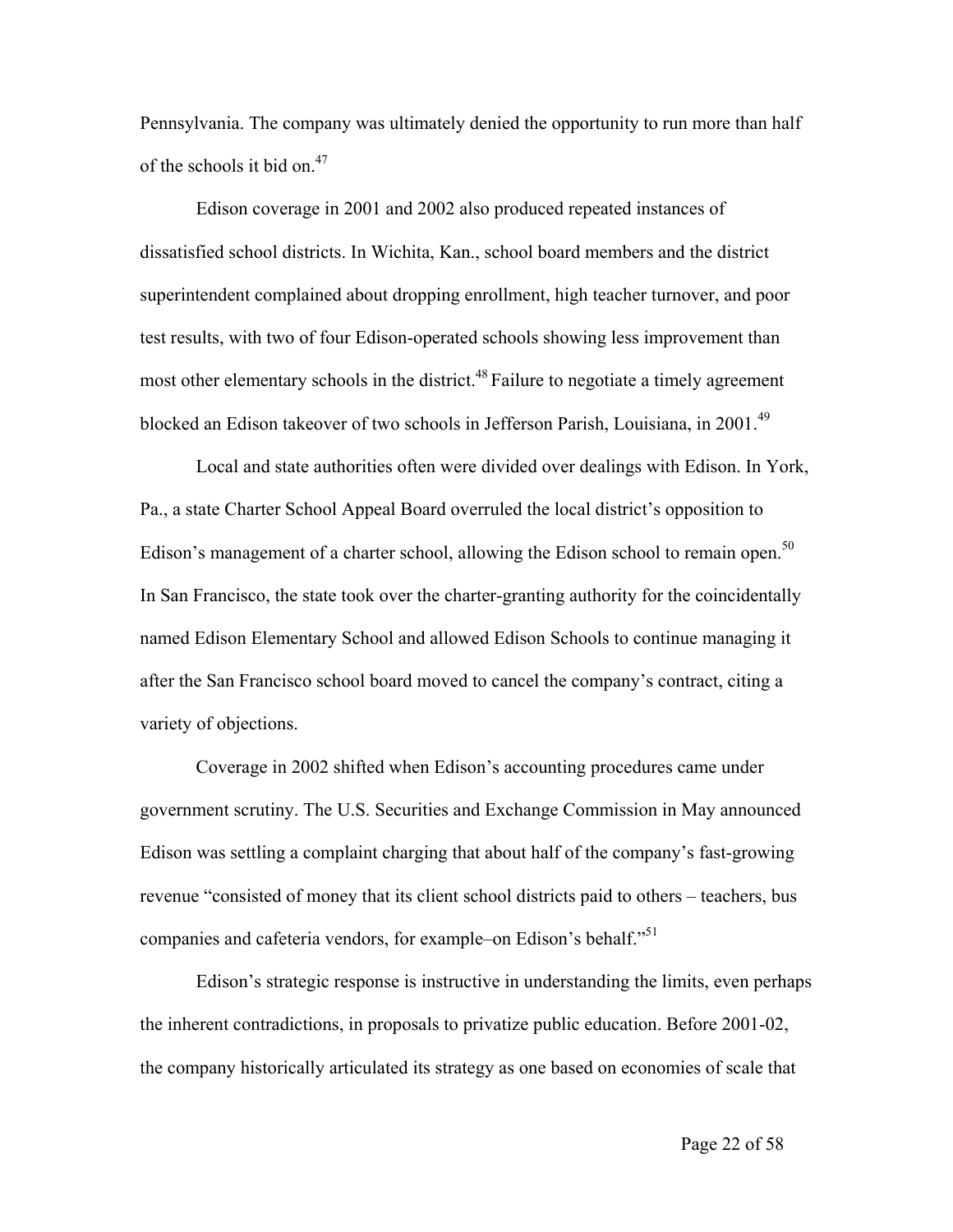Pennsylvania. The company was ultimately denied the opportunity to run more than half of the schools it bid on.[47]

Edison coverage in 2001 and 2002 also produced repeated instances of dissatisfied school districts. In Wichita, Kan., school board members and the district superintendent complained about dropping enrollment, high teacher turnover, and poor test results, with two of four Edison-operated schools showing less improvement than most other elementary schools in the district.[48] Failure to negotiate a timely agreement blocked an Edison takeover of two schools in Jefferson Parish, Louisiana, in 2001.[49]

Local and state authorities often were divided over dealings with Edison. In York, Pa., a state Charter School Appeal Board overruled the local district's opposition to Edison's management of a charter school, allowing the Edison school to remain open.[50] In San Francisco, the state took over the charter-granting authority for the coincidentally named Edison Elementary School and allowed Edison Schools to continue managing it after the San Francisco school board moved to cancel the company's contract, citing a variety of objections.

Coverage in 2002 shifted when Edison's accounting procedures came under government scrutiny. The U.S. Securities and Exchange Commission in May announced Edison was settling a complaint charging that about half of the company's fast-growing revenue "consisted of money that its client school districts paid to others – teachers, bus companies and cafeteria vendors, for example–on Edison's behalf."[51]

Edison's strategic response is instructive in understanding the limits, even perhaps the inherent contradictions, in proposals to privatize public education. Before 2001-02, the company historically articulated its strategy as one based on economies of scale that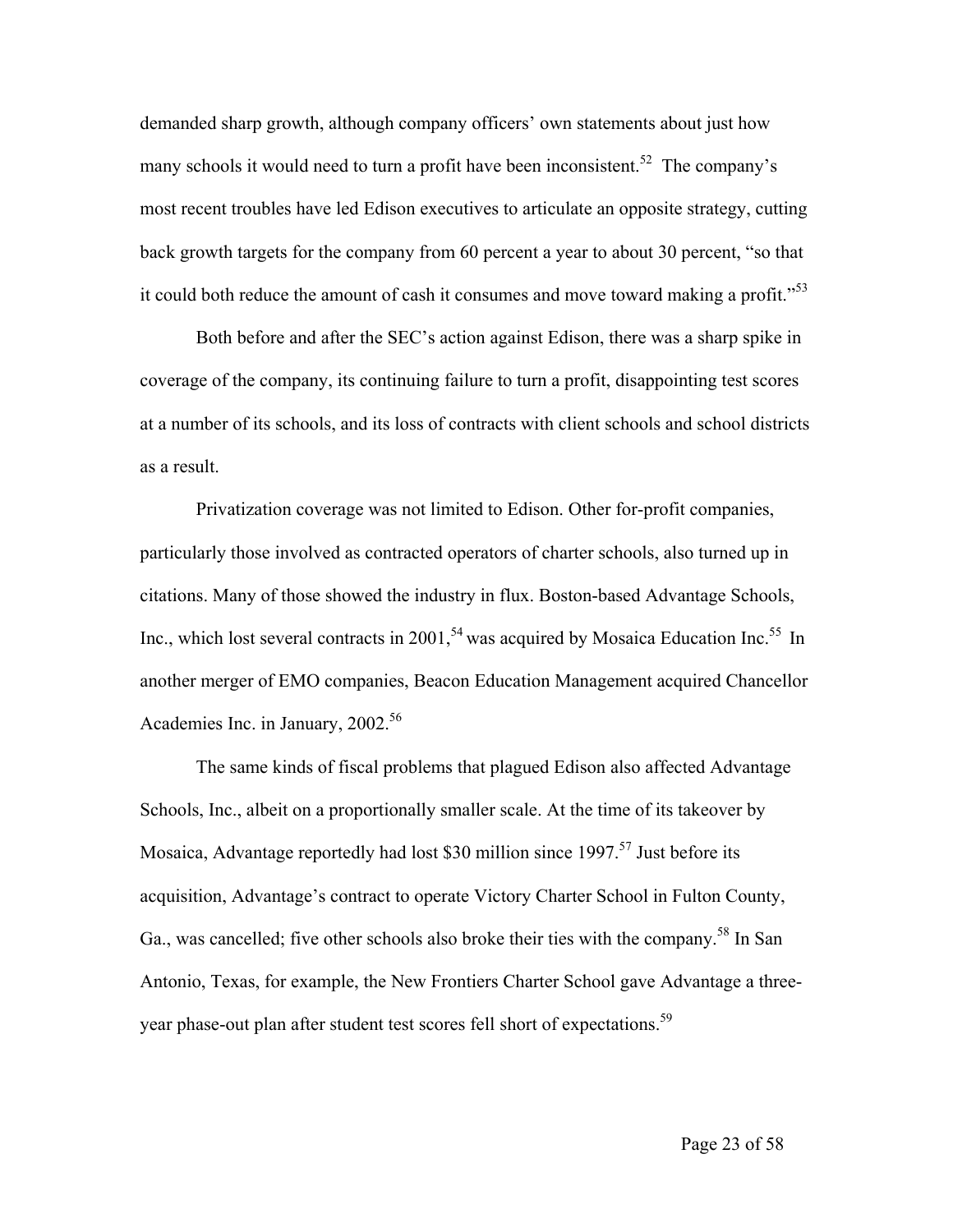demanded sharp growth, although company officers' own statements about just how many schools it would need to turn a profit have been inconsistent.[52] The company's most recent troubles have led Edison executives to articulate an opposite strategy, cutting back growth targets for the company from 60 percent a year to about 30 percent, "so that it could both reduce the amount of cash it consumes and move toward making a profit."[53]

Both before and after the SEC's action against Edison, there was a sharp spike in coverage of the company, its continuing failure to turn a profit, disappointing test scores at a number of its schools, and its loss of contracts with client schools and school districts as a result.

Privatization coverage was not limited to Edison. Other for-profit companies, particularly those involved as contracted operators of charter schools, also turned up in citations. Many of those showed the industry in flux. Boston-based Advantage Schools, Inc., which lost several contracts in 2001,[54] was acquired by Mosaica Education Inc.[55] In another merger of EMO companies, Beacon Education Management acquired Chancellor Academies Inc. in January, 2002.[56]

The same kinds of fiscal problems that plagued Edison also affected Advantage Schools, Inc., albeit on a proportionally smaller scale. At the time of its takeover by Mosaica, Advantage reportedly had lost $30 million since 1997.[57] Just before its acquisition, Advantage's contract to operate Victory Charter School in Fulton County, Ga., was cancelled; five other schools also broke their ties with the company.[58] In San Antonio, Texas, for example, the New Frontiers Charter School gave Advantage a three-year phase-out plan after student test scores fell short of expectations.[59]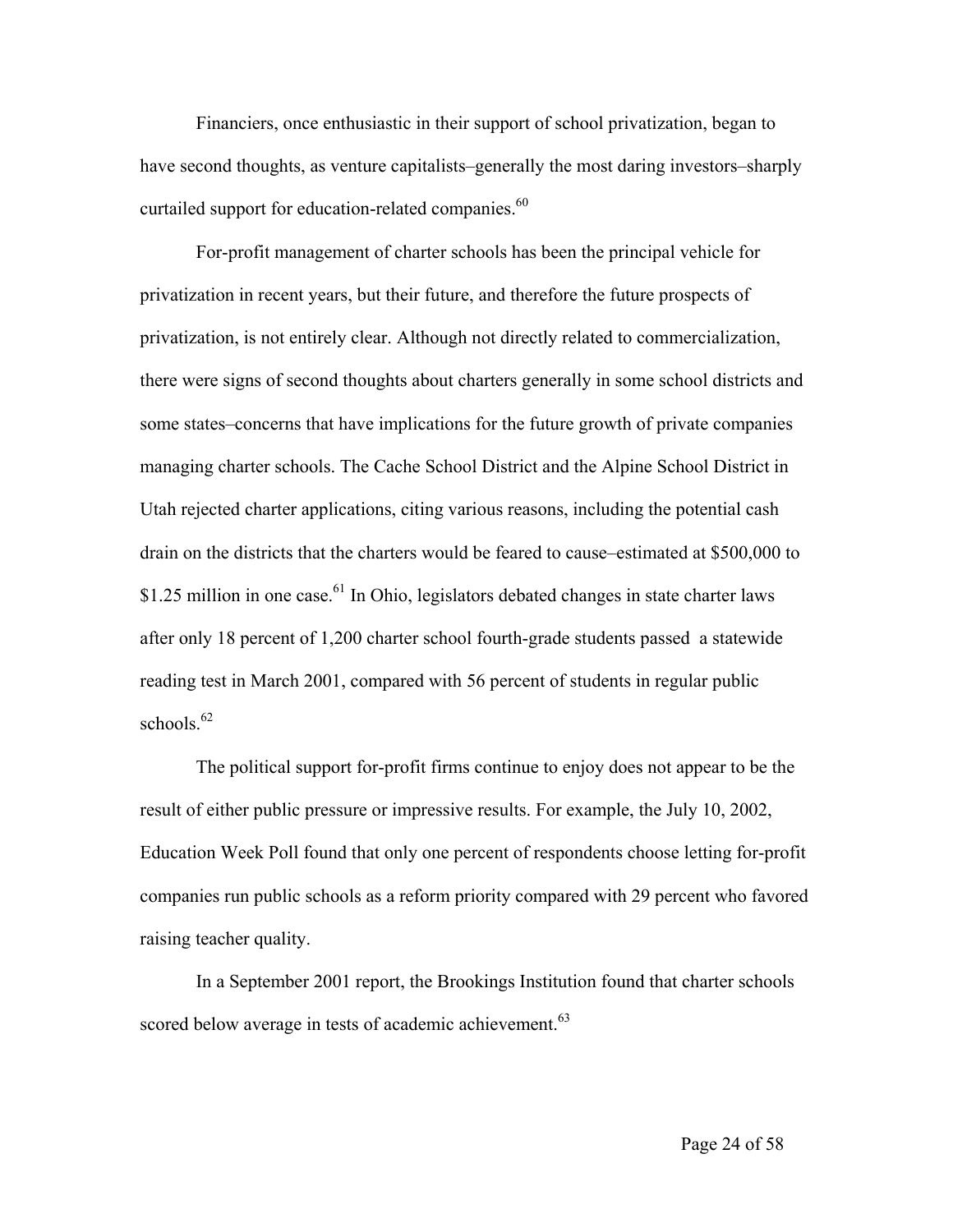Financiers, once enthusiastic in their support of school privatization, began to have second thoughts, as venture capitalists–generally the most daring investors–sharply curtailed support for education-related companies.[60]

For-profit management of charter schools has been the principal vehicle for privatization in recent years, but their future, and therefore the future prospects of privatization, is not entirely clear. Although not directly related to commercialization, there were signs of second thoughts about charters generally in some school districts and some states–concerns that have implications for the future growth of private companies managing charter schools. The Cache School District and the Alpine School District in Utah rejected charter applications, citing various reasons, including the potential cash drain on the districts that the charters would be feared to cause–estimated at $500,000 to $1.25 million in one case.[61] In Ohio, legislators debated changes in state charter laws after only 18 percent of 1,200 charter school fourth-grade students passed a statewide reading test in March 2001, compared with 56 percent of students in regular public schools.[62]

The political support for-profit firms continue to enjoy does not appear to be the result of either public pressure or impressive results. For example, the July 10, 2002, Education Week Poll found that only one percent of respondents choose letting for-profit companies run public schools as a reform priority compared with 29 percent who favored raising teacher quality.

In a September 2001 report, the Brookings Institution found that charter schools scored below average in tests of academic achievement.[63]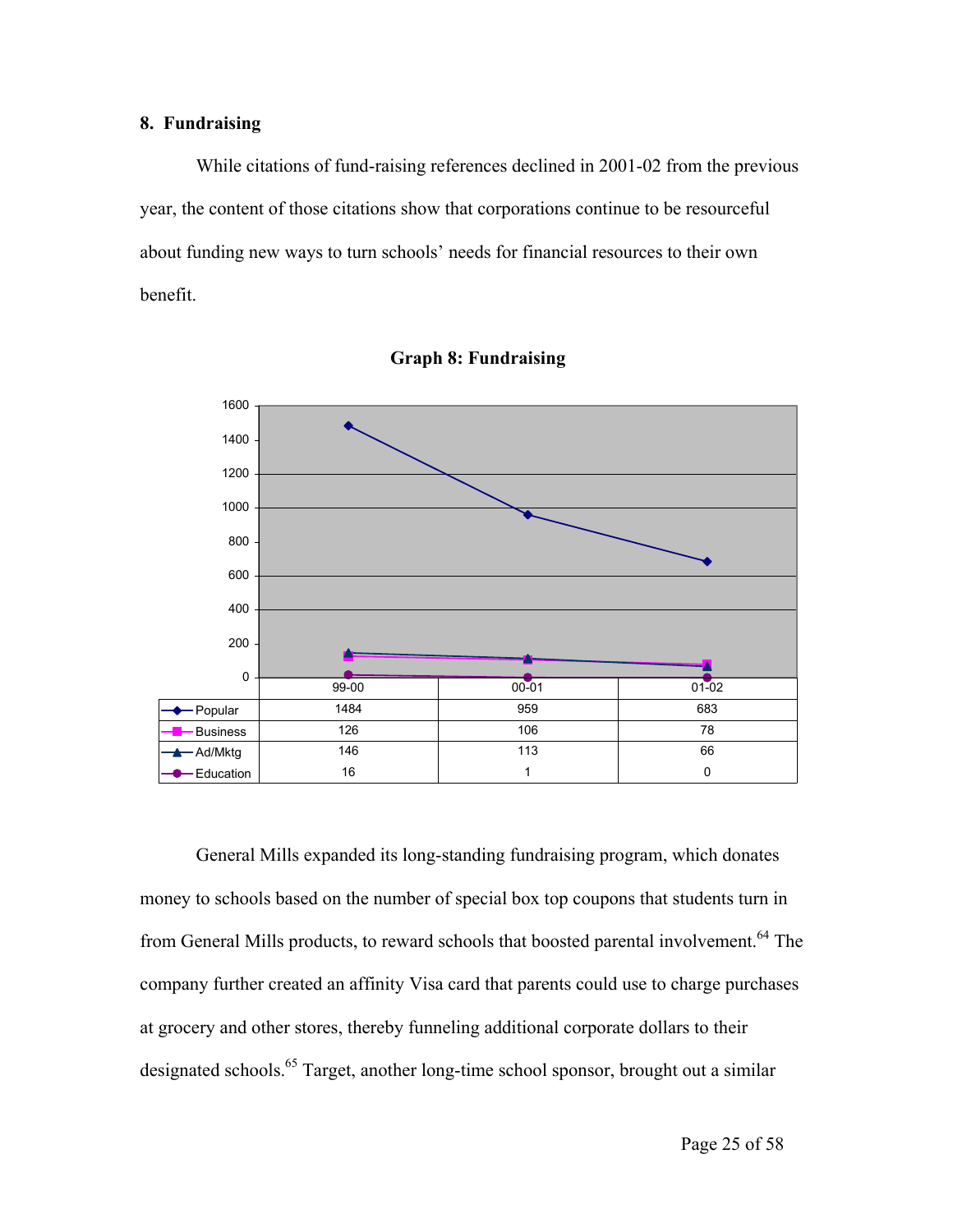### 8. Fundraising

While citations of fund-raising references declined in 2001-02 from the previous year, the content of those citations show that corporations continue to be resourceful about funding new ways to turn schools' needs for financial resources to their own benefit.

**Graph 8: Fundraising**

| | 99-00 | 00-01 | 01-02 |
|---|---|---|---|
| Popular | 1484 | 959 | 683 |
| Business | 126 | 106 | 78 |
| Ad/Mktg | 146 | 113 | 66 |
| Education | 16 | 1 | 0 |

General Mills expanded its long-standing fundraising program, which donates money to schools based on the number of special box top coupons that students turn in from General Mills products, to reward schools that boosted parental involvement.[64] The company further created an affinity Visa card that parents could use to charge purchases at grocery and other stores, thereby funneling additional corporate dollars to their designated schools.[65] Target, another long-time school sponsor, brought out a similar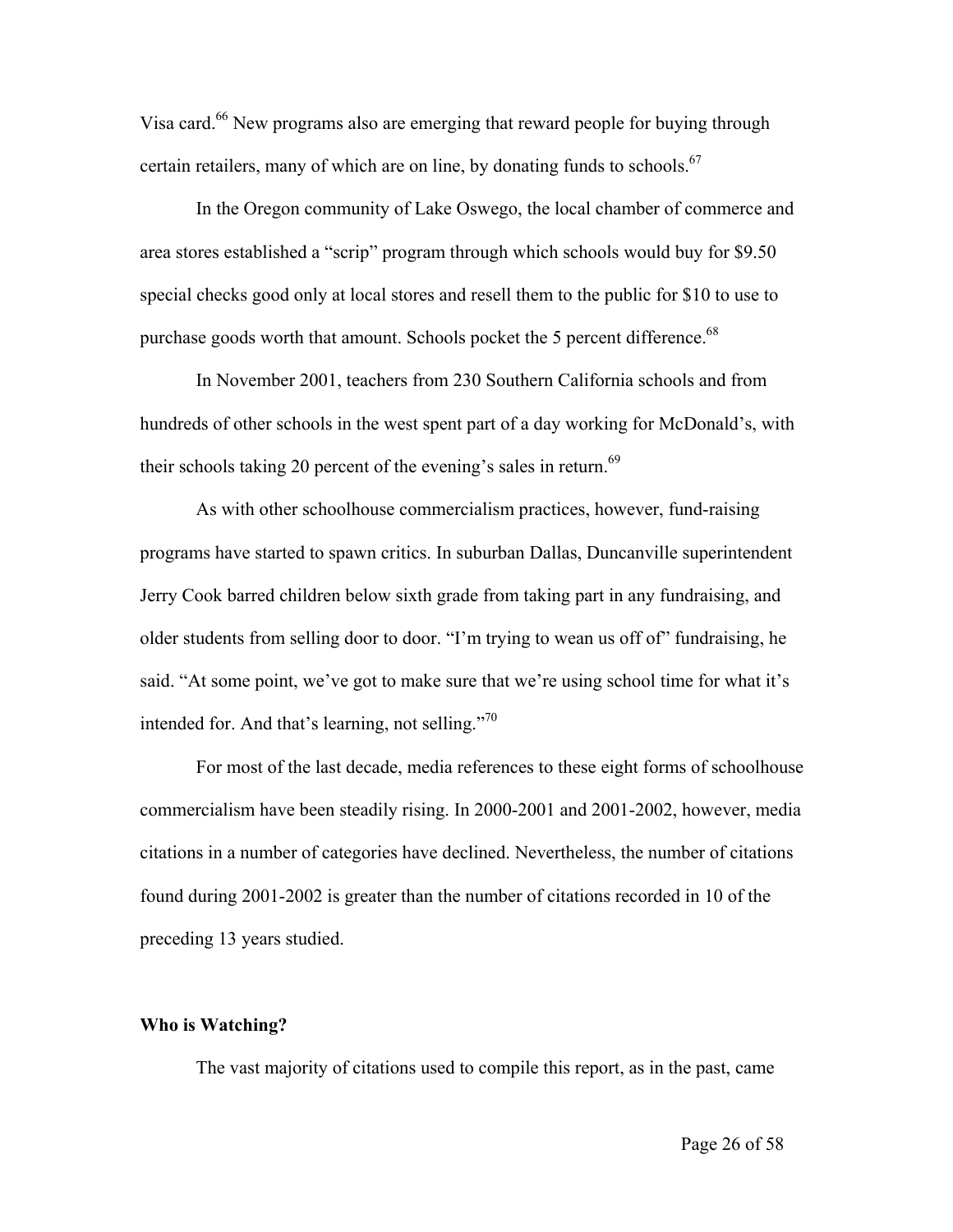Visa card.[66] New programs also are emerging that reward people for buying through certain retailers, many of which are on line, by donating funds to schools.[67]

In the Oregon community of Lake Oswego, the local chamber of commerce and area stores established a "scrip" program through which schools would buy for $9.50 special checks good only at local stores and resell them to the public for $10 to use to purchase goods worth that amount. Schools pocket the 5 percent difference.[68]

In November 2001, teachers from 230 Southern California schools and from hundreds of other schools in the west spent part of a day working for McDonald's, with their schools taking 20 percent of the evening's sales in return.[69]

As with other schoolhouse commercialism practices, however, fund-raising programs have started to spawn critics. In suburban Dallas, Duncanville superintendent Jerry Cook barred children below sixth grade from taking part in any fundraising, and older students from selling door to door. "I'm trying to wean us off of" fundraising, he said. "At some point, we've got to make sure that we're using school time for what it's intended for. And that's learning, not selling."[70]

For most of the last decade, media references to these eight forms of schoolhouse commercialism have been steadily rising. In 2000-2001 and 2001-2002, however, media citations in a number of categories have declined. Nevertheless, the number of citations found during 2001-2002 is greater than the number of citations recorded in 10 of the preceding 13 years studied.

**Who is Watching?**

The vast majority of citations used to compile this report, as in the past, came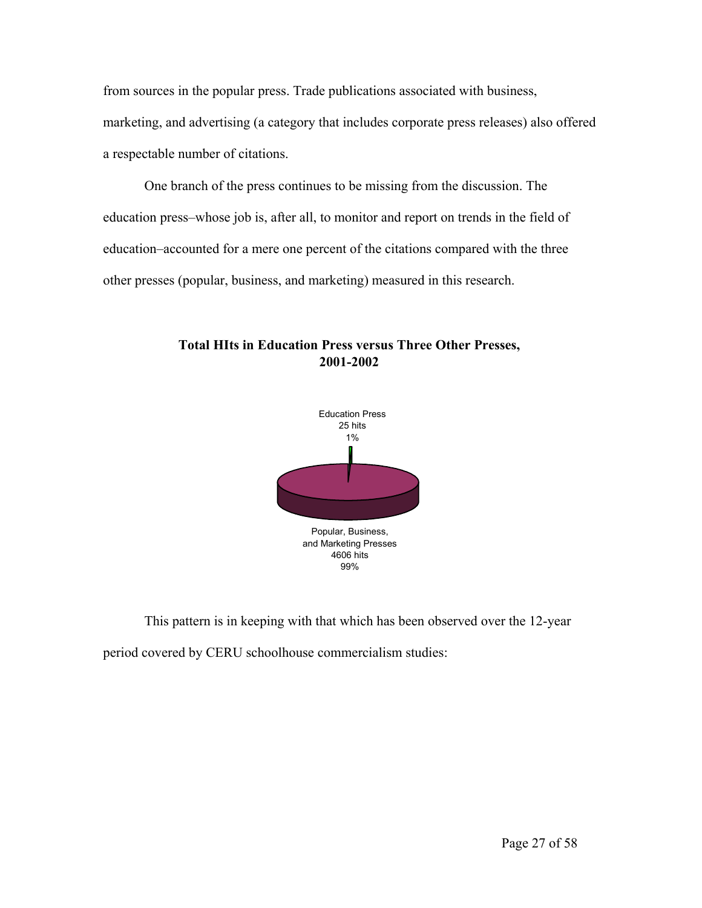from sources in the popular press. Trade publications associated with business, marketing, and advertising (a category that includes corporate press releases) also offered a respectable number of citations.

One branch of the press continues to be missing from the discussion. The education press–whose job is, after all, to monitor and report on trends in the field of education–accounted for a mere one percent of the citations compared with the three other presses (popular, business, and marketing) measured in this research.

**Total HIts in Education Press versus Three Other Presses, 2001-2002**

Education Press
25 hits
1%

Popular, Business, and Marketing Presses
4606 hits
99%

This pattern is in keeping with that which has been observed over the 12-year period covered by CERU schoolhouse commercialism studies: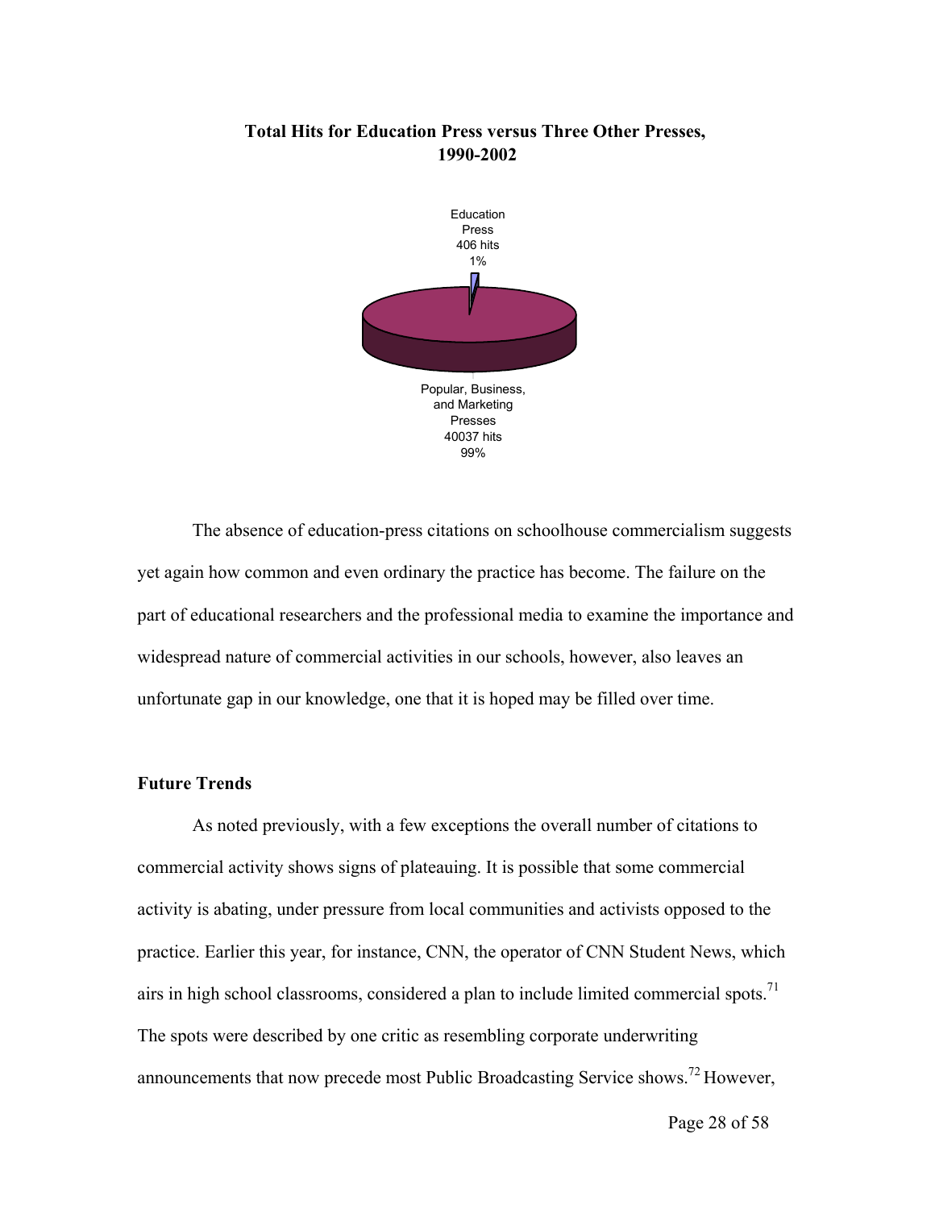**Total Hits for Education Press versus Three Other Presses, 1990-2002**

Education Press 406 hits 1%

Popular, Business, and Marketing Presses 40037 hits 99%

The absence of education-press citations on schoolhouse commercialism suggests yet again how common and even ordinary the practice has become. The failure on the part of educational researchers and the professional media to examine the importance and widespread nature of commercial activities in our schools, however, also leaves an unfortunate gap in our knowledge, one that it is hoped may be filled over time.

### Future Trends

As noted previously, with a few exceptions the overall number of citations to commercial activity shows signs of plateauing. It is possible that some commercial activity is abating, under pressure from local communities and activists opposed to the practice. Earlier this year, for instance, CNN, the operator of CNN Student News, which airs in high school classrooms, considered a plan to include limited commercial spots.[71] The spots were described by one critic as resembling corporate underwriting announcements that now precede most Public Broadcasting Service shows.[72] However,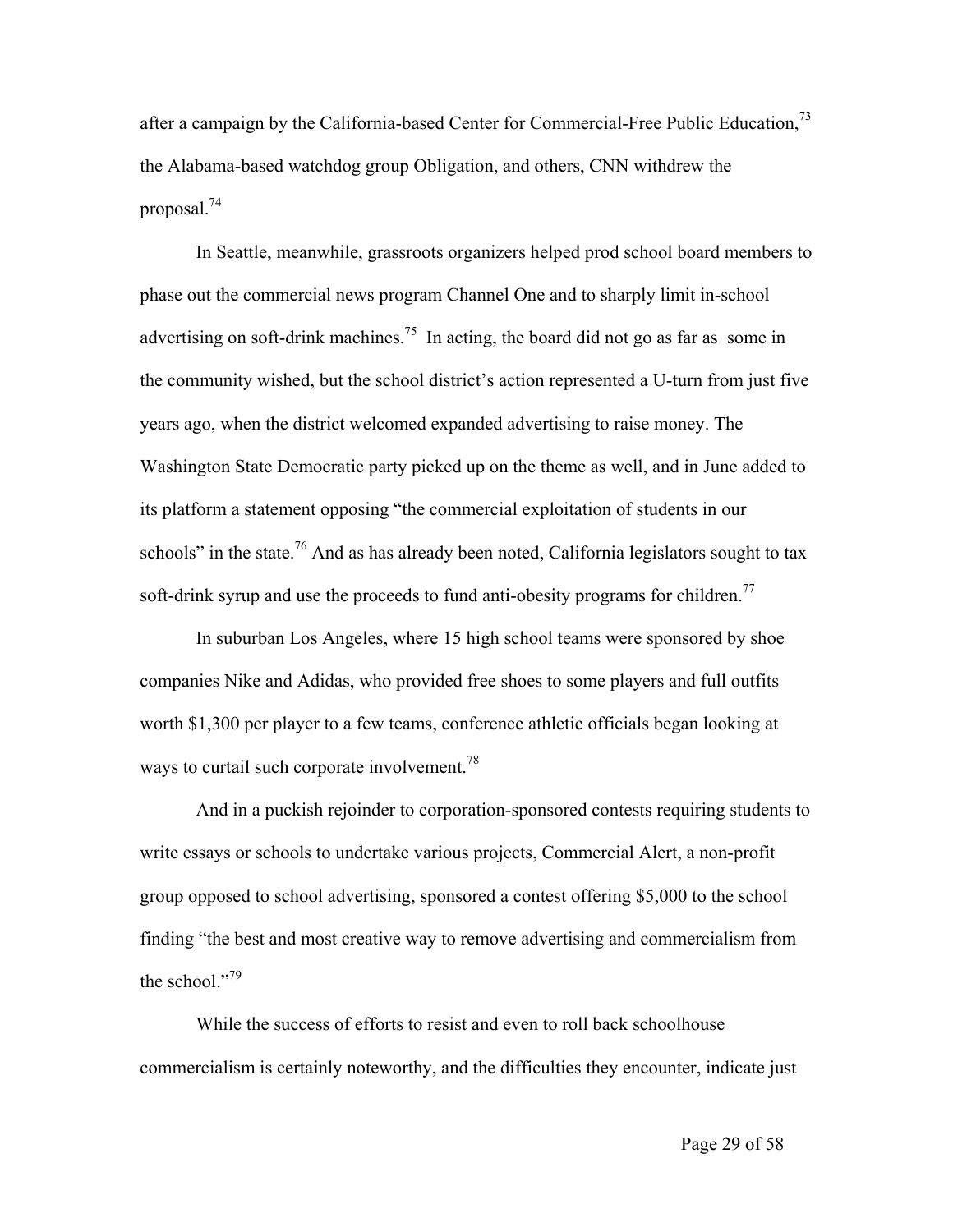after a campaign by the California-based Center for Commercial-Free Public Education,[73] the Alabama-based watchdog group Obligation, and others, CNN withdrew the proposal.[74]

In Seattle, meanwhile, grassroots organizers helped prod school board members to phase out the commercial news program Channel One and to sharply limit in-school advertising on soft-drink machines.[75] In acting, the board did not go as far as some in the community wished, but the school district's action represented a U-turn from just five years ago, when the district welcomed expanded advertising to raise money. The Washington State Democratic party picked up on the theme as well, and in June added to its platform a statement opposing "the commercial exploitation of students in our schools" in the state.[76] And as has already been noted, California legislators sought to tax soft-drink syrup and use the proceeds to fund anti-obesity programs for children.[77]

In suburban Los Angeles, where 15 high school teams were sponsored by shoe companies Nike and Adidas, who provided free shoes to some players and full outfits worth $1,300 per player to a few teams, conference athletic officials began looking at ways to curtail such corporate involvement.[78]

And in a puckish rejoinder to corporation-sponsored contests requiring students to write essays or schools to undertake various projects, Commercial Alert, a non-profit group opposed to school advertising, sponsored a contest offering $5,000 to the school finding "the best and most creative way to remove advertising and commercialism from the school."[79]

While the success of efforts to resist and even to roll back schoolhouse commercialism is certainly noteworthy, and the difficulties they encounter, indicate just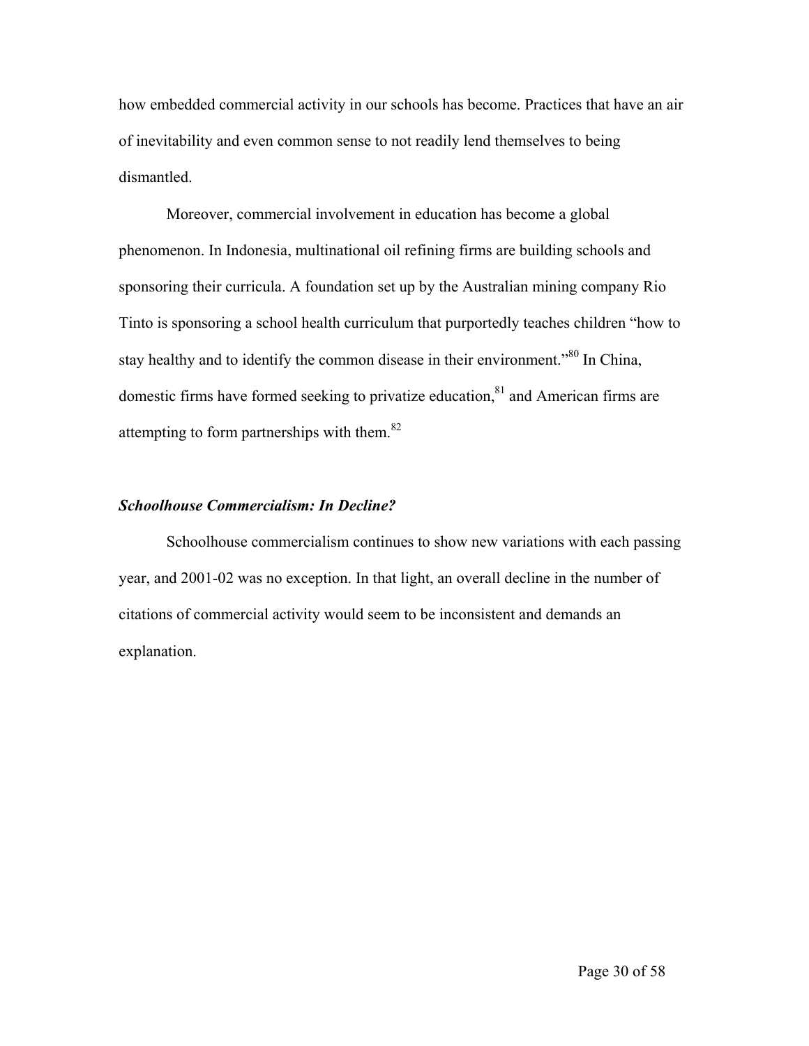how embedded commercial activity in our schools has become. Practices that have an air of inevitability and even common sense to not readily lend themselves to being dismantled.

Moreover, commercial involvement in education has become a global phenomenon. In Indonesia, multinational oil refining firms are building schools and sponsoring their curricula. A foundation set up by the Australian mining company Rio Tinto is sponsoring a school health curriculum that purportedly teaches children "how to stay healthy and to identify the common disease in their environment."[80] In China, domestic firms have formed seeking to privatize education,[81] and American firms are attempting to form partnerships with them.[82]

### *Schoolhouse Commercialism: In Decline?*

Schoolhouse commercialism continues to show new variations with each passing year, and 2001-02 was no exception. In that light, an overall decline in the number of citations of commercial activity would seem to be inconsistent and demands an explanation.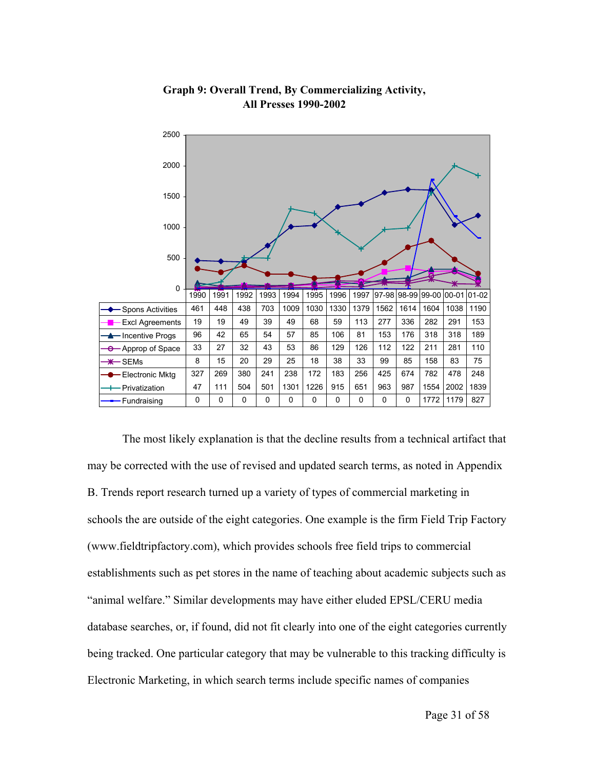**Graph 9: Overall Trend, By Commercializing Activity, All Presses 1990-2002**

| | 1990 | 1991 | 1992 | 1993 | 1994 | 1995 | 1996 | 1997 | 97-98 | 98-99 | 99-00 | 00-01 | 01-02 |
|---|---|---|---|---|---|---|---|---|---|---|---|---|---|
| Spons Activities | 461 | 448 | 438 | 703 | 1009 | 1030 | 1330 | 1379 | 1562 | 1614 | 1604 | 1038 | 1190 |
| Excl Agreements | 19 | 19 | 49 | 39 | 49 | 68 | 59 | 113 | 277 | 336 | 282 | 291 | 153 |
| Incentive Progs | 96 | 42 | 65 | 54 | 57 | 85 | 106 | 81 | 153 | 176 | 318 | 318 | 189 |
| Approp of Space | 33 | 27 | 32 | 43 | 53 | 86 | 129 | 126 | 112 | 122 | 211 | 281 | 110 |
| SEMs | 8 | 15 | 20 | 29 | 25 | 18 | 38 | 33 | 99 | 85 | 158 | 83 | 75 |
| Electronic Mktg | 327 | 269 | 380 | 241 | 238 | 172 | 183 | 256 | 425 | 674 | 782 | 478 | 248 |
| Privatization | 47 | 111 | 504 | 501 | 1301 | 1226 | 915 | 651 | 963 | 987 | 1554 | 2002 | 1839 |
| Fundraising | 0 | 0 | 0 | 0 | 0 | 0 | 0 | 0 | 0 | 0 | 1772 | 1179 | 827 |

The most likely explanation is that the decline results from a technical artifact that may be corrected with the use of revised and updated search terms, as noted in Appendix B. Trends report research turned up a variety of types of commercial marketing in schools the are outside of the eight categories. One example is the firm Field Trip Factory (www.fieldtripfactory.com), which provides schools free field trips to commercial establishments such as pet stores in the name of teaching about academic subjects such as "animal welfare." Similar developments may have either eluded EPSL/CERU media database searches, or, if found, did not fit clearly into one of the eight categories currently being tracked. One particular category that may be vulnerable to this tracking difficulty is Electronic Marketing, in which search terms include specific names of companies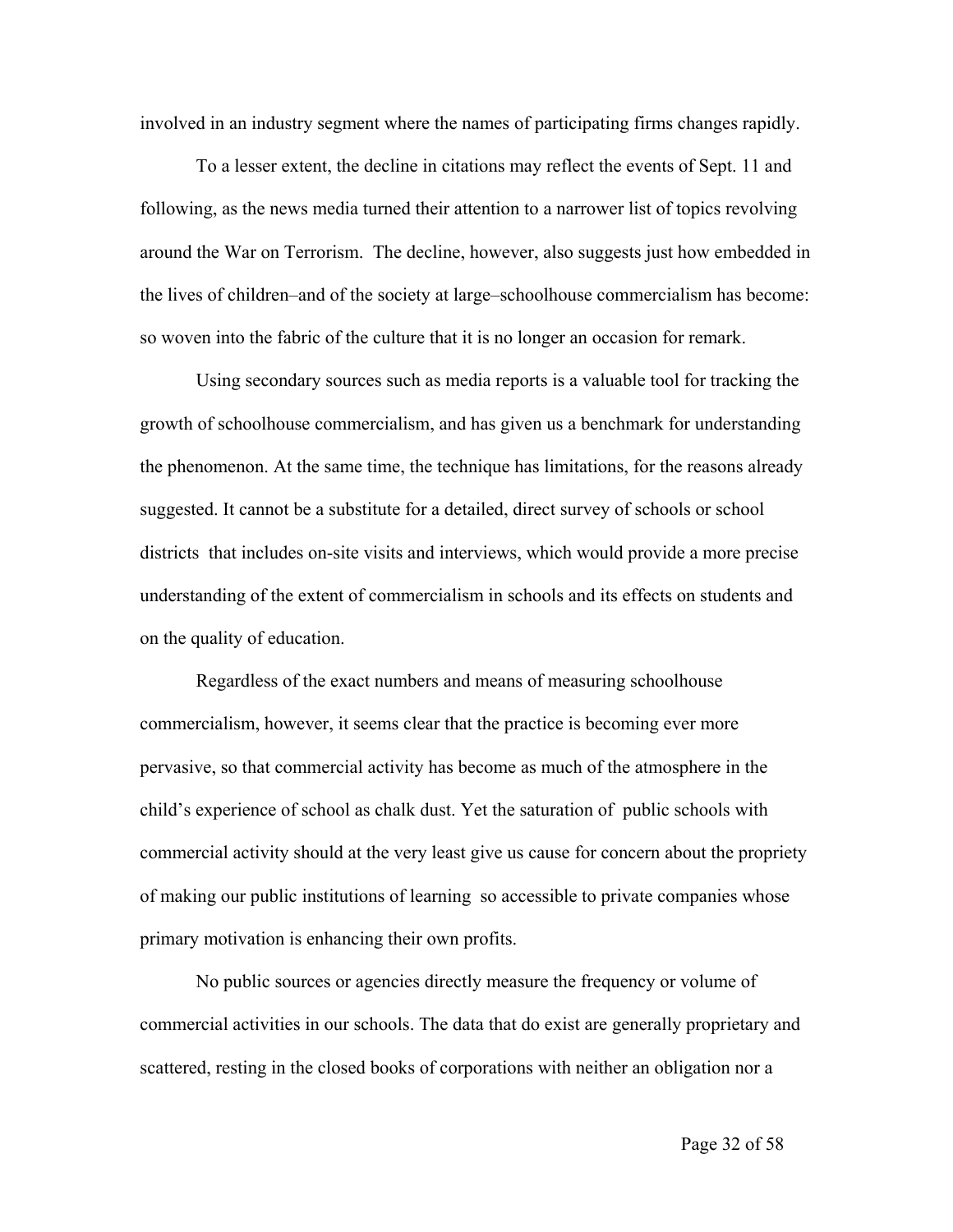involved in an industry segment where the names of participating firms changes rapidly.

To a lesser extent, the decline in citations may reflect the events of Sept. 11 and following, as the news media turned their attention to a narrower list of topics revolving around the War on Terrorism. The decline, however, also suggests just how embedded in the lives of children–and of the society at large–schoolhouse commercialism has become: so woven into the fabric of the culture that it is no longer an occasion for remark.

Using secondary sources such as media reports is a valuable tool for tracking the growth of schoolhouse commercialism, and has given us a benchmark for understanding the phenomenon. At the same time, the technique has limitations, for the reasons already suggested. It cannot be a substitute for a detailed, direct survey of schools or school districts that includes on-site visits and interviews, which would provide a more precise understanding of the extent of commercialism in schools and its effects on students and on the quality of education.

Regardless of the exact numbers and means of measuring schoolhouse commercialism, however, it seems clear that the practice is becoming ever more pervasive, so that commercial activity has become as much of the atmosphere in the child's experience of school as chalk dust. Yet the saturation of public schools with commercial activity should at the very least give us cause for concern about the propriety of making our public institutions of learning so accessible to private companies whose primary motivation is enhancing their own profits.

No public sources or agencies directly measure the frequency or volume of commercial activities in our schools. The data that do exist are generally proprietary and scattered, resting in the closed books of corporations with neither an obligation nor a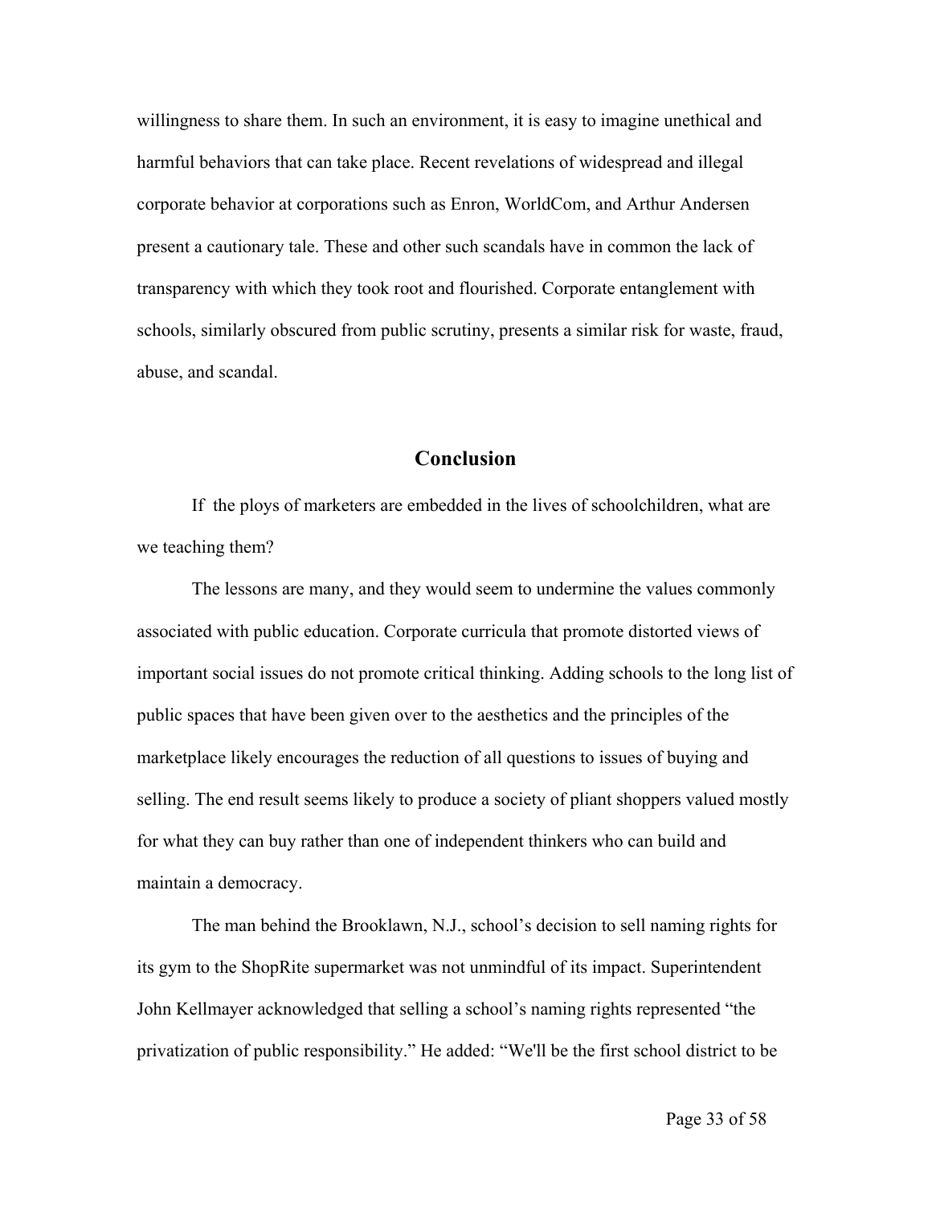willingness to share them. In such an environment, it is easy to imagine unethical and harmful behaviors that can take place. Recent revelations of widespread and illegal corporate behavior at corporations such as Enron, WorldCom, and Arthur Andersen present a cautionary tale. These and other such scandals have in common the lack of transparency with which they took root and flourished. Corporate entanglement with schools, similarly obscured from public scrutiny, presents a similar risk for waste, fraud, abuse, and scandal.

## Conclusion

If the ploys of marketers are embedded in the lives of schoolchildren, what are we teaching them?

The lessons are many, and they would seem to undermine the values commonly associated with public education. Corporate curricula that promote distorted views of important social issues do not promote critical thinking. Adding schools to the long list of public spaces that have been given over to the aesthetics and the principles of the marketplace likely encourages the reduction of all questions to issues of buying and selling. The end result seems likely to produce a society of pliant shoppers valued mostly for what they can buy rather than one of independent thinkers who can build and maintain a democracy.

The man behind the Brooklawn, N.J., school's decision to sell naming rights for its gym to the ShopRite supermarket was not unmindful of its impact. Superintendent John Kellmayer acknowledged that selling a school's naming rights represented "the privatization of public responsibility." He added: "We'll be the first school district to be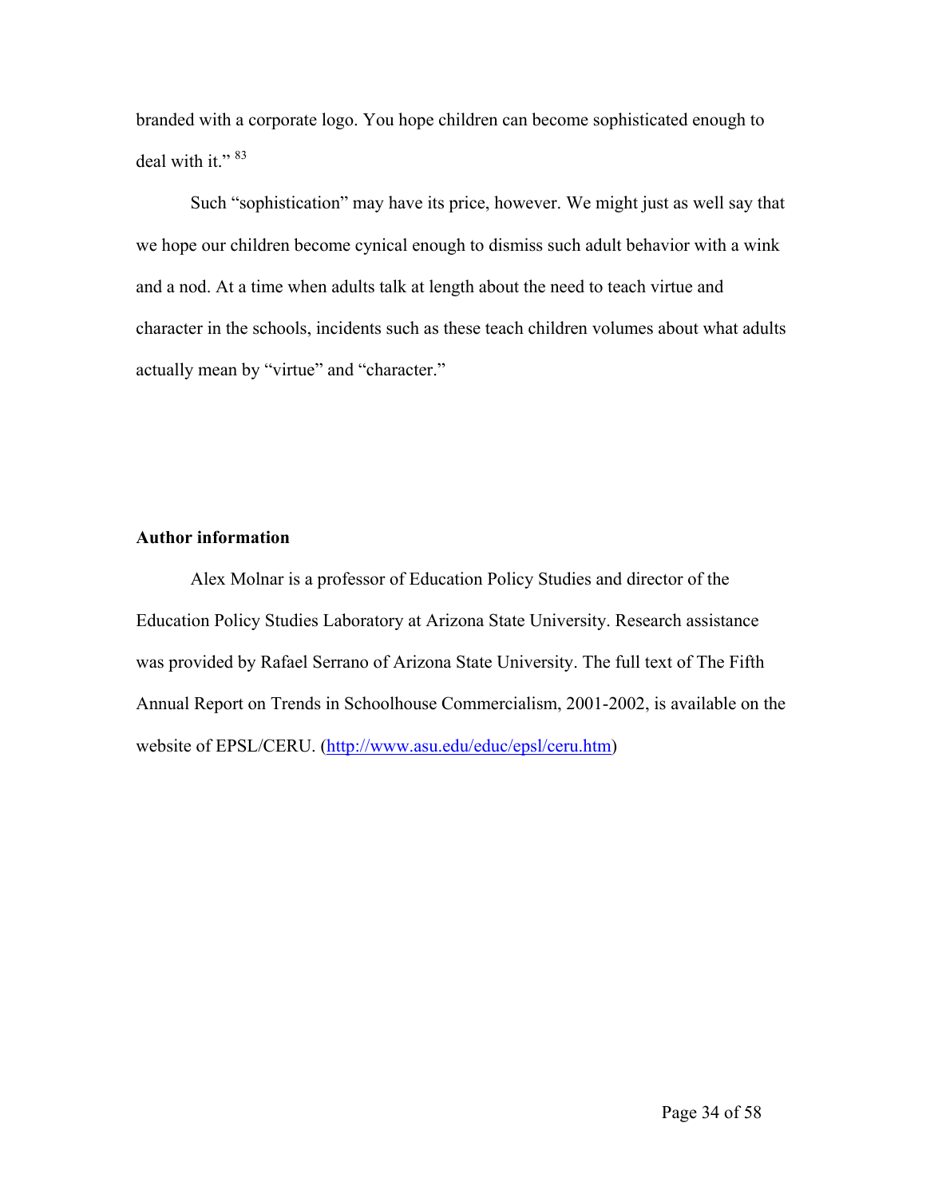branded with a corporate logo. You hope children can become sophisticated enough to deal with it."[83]

Such "sophistication" may have its price, however. We might just as well say that we hope our children become cynical enough to dismiss such adult behavior with a wink and a nod. At a time when adults talk at length about the need to teach virtue and character in the schools, incidents such as these teach children volumes about what adults actually mean by "virtue" and "character."

**Author information**

Alex Molnar is a professor of Education Policy Studies and director of the Education Policy Studies Laboratory at Arizona State University. Research assistance was provided by Rafael Serrano of Arizona State University. The full text of The Fifth Annual Report on Trends in Schoolhouse Commercialism, 2001-2002, is available on the website of EPSL/CERU. (http://www.asu.edu/educ/epsl/ceru.htm)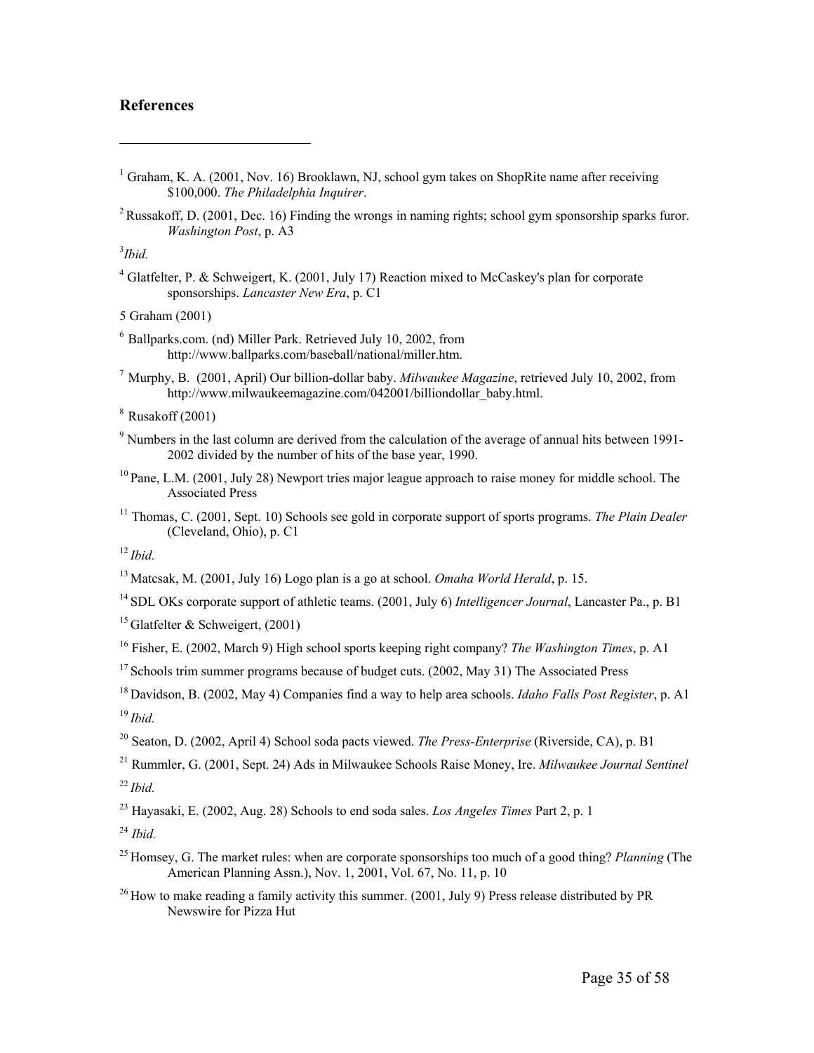## References

[1] Graham, K. A. (2001, Nov. 16) Brooklawn, NJ, school gym takes on ShopRite name after receiving $100,000. *The Philadelphia Inquirer*.

[2] Russakoff, D. (2001, Dec. 16) Finding the wrongs in naming rights; school gym sponsorship sparks furor. *Washington Post*, p. A3

[3] *Ibid.*

[4] Glatfelter, P. & Schweigert, K. (2001, July 17) Reaction mixed to McCaskey's plan for corporate sponsorships. *Lancaster New Era*, p. C1

5 Graham (2001)

[6] Ballparks.com. (nd) Miller Park. Retrieved July 10, 2002, from http://www.ballparks.com/baseball/national/miller.htm.

[7] Murphy, B. (2001, April) Our billion-dollar baby. *Milwaukee Magazine*, retrieved July 10, 2002, from http://www.milwaukeemagazine.com/042001/billiondollar_baby.html.

[8] Rusakoff (2001)

[9] Numbers in the last column are derived from the calculation of the average of annual hits between 1991-2002 divided by the number of hits of the base year, 1990.

[10] Pane, L.M. (2001, July 28) Newport tries major league approach to raise money for middle school. The Associated Press

[11] Thomas, C. (2001, Sept. 10) Schools see gold in corporate support of sports programs. *The Plain Dealer* (Cleveland, Ohio), p. C1

[12] *Ibid.*

[13] Matcsak, M. (2001, July 16) Logo plan is a go at school. *Omaha World Herald*, p. 15.

[14] SDL OKs corporate support of athletic teams. (2001, July 6) *Intelligencer Journal*, Lancaster Pa., p. B1

[15] Glatfelter & Schweigert, (2001)

[16] Fisher, E. (2002, March 9) High school sports keeping right company? *The Washington Times*, p. A1

[17] Schools trim summer programs because of budget cuts. (2002, May 31) The Associated Press

[18] Davidson, B. (2002, May 4) Companies find a way to help area schools. *Idaho Falls Post Register*, p. A1

[19] *Ibid.*

[20] Seaton, D. (2002, April 4) School soda pacts viewed. *The Press-Enterprise* (Riverside, CA), p. B1

[21] Rummler, G. (2001, Sept. 24) Ads in Milwaukee Schools Raise Money, Ire. *Milwaukee Journal Sentinel*

[22] *Ibid.*

[23] Hayasaki, E. (2002, Aug. 28) Schools to end soda sales. *Los Angeles Times* Part 2, p. 1

[24] *Ibid.*

[25] Homsey, G. The market rules: when are corporate sponsorships too much of a good thing? *Planning* (The American Planning Assn.), Nov. 1, 2001, Vol. 67, No. 11, p. 10

[26] How to make reading a family activity this summer. (2001, July 9) Press release distributed by PR Newswire for Pizza Hut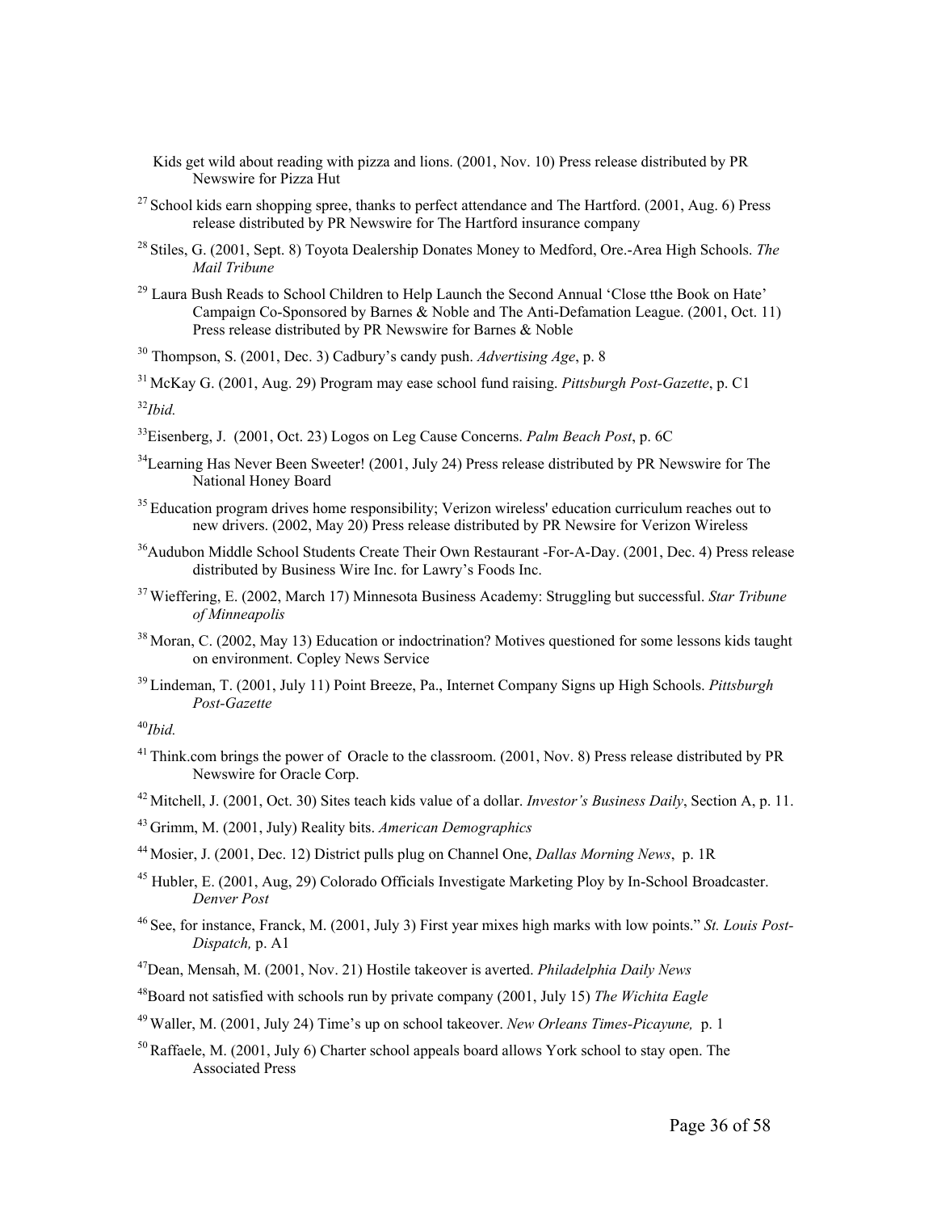Kids get wild about reading with pizza and lions. (2001, Nov. 10) Press release distributed by PR Newswire for Pizza Hut

[27] School kids earn shopping spree, thanks to perfect attendance and The Hartford. (2001, Aug. 6) Press release distributed by PR Newswire for The Hartford insurance company

[28] Stiles, G. (2001, Sept. 8) Toyota Dealership Donates Money to Medford, Ore.-Area High Schools. *The Mail Tribune*

[29] Laura Bush Reads to School Children to Help Launch the Second Annual 'Close tthe Book on Hate' Campaign Co-Sponsored by Barnes & Noble and The Anti-Defamation League. (2001, Oct. 11) Press release distributed by PR Newswire for Barnes & Noble

[30] Thompson, S. (2001, Dec. 3) Cadbury's candy push. *Advertising Age*, p. 8

[31] McKay G. (2001, Aug. 29) Program may ease school fund raising. *Pittsburgh Post-Gazette*, p. C1

[32] *Ibid.*

[33] Eisenberg, J. (2001, Oct. 23) Logos on Leg Cause Concerns. *Palm Beach Post*, p. 6C

[34] Learning Has Never Been Sweeter! (2001, July 24) Press release distributed by PR Newswire for The National Honey Board

[35] Education program drives home responsibility; Verizon wireless' education curriculum reaches out to new drivers. (2002, May 20) Press release distributed by PR Newsire for Verizon Wireless

[36] Audubon Middle School Students Create Their Own Restaurant -For-A-Day. (2001, Dec. 4) Press release distributed by Business Wire Inc. for Lawry's Foods Inc.

[37] Wieffering, E. (2002, March 17) Minnesota Business Academy: Struggling but successful. *Star Tribune of Minneapolis*

[38] Moran, C. (2002, May 13) Education or indoctrination? Motives questioned for some lessons kids taught on environment. Copley News Service

[39] Lindeman, T. (2001, July 11) Point Breeze, Pa., Internet Company Signs up High Schools. *Pittsburgh Post-Gazette*

[40] *Ibid.*

[41] Think.com brings the power of Oracle to the classroom. (2001, Nov. 8) Press release distributed by PR Newswire for Oracle Corp.

[42] Mitchell, J. (2001, Oct. 30) Sites teach kids value of a dollar. *Investor's Business Daily*, Section A, p. 11.

[43] Grimm, M. (2001, July) Reality bits. *American Demographics*

[44] Mosier, J. (2001, Dec. 12) District pulls plug on Channel One, *Dallas Morning News*, p. 1R

[45] Hubler, E. (2001, Aug, 29) Colorado Officials Investigate Marketing Ploy by In-School Broadcaster. *Denver Post*

[46] See, for instance, Franck, M. (2001, July 3) First year mixes high marks with low points." *St. Louis Post-Dispatch,* p. A1

[47] Dean, Mensah, M. (2001, Nov. 21) Hostile takeover is averted. *Philadelphia Daily News*

[48] Board not satisfied with schools run by private company (2001, July 15) *The Wichita Eagle*

[49] Waller, M. (2001, July 24) Time's up on school takeover. *New Orleans Times-Picayune,* p. 1

[50] Raffaele, M. (2001, July 6) Charter school appeals board allows York school to stay open. The Associated Press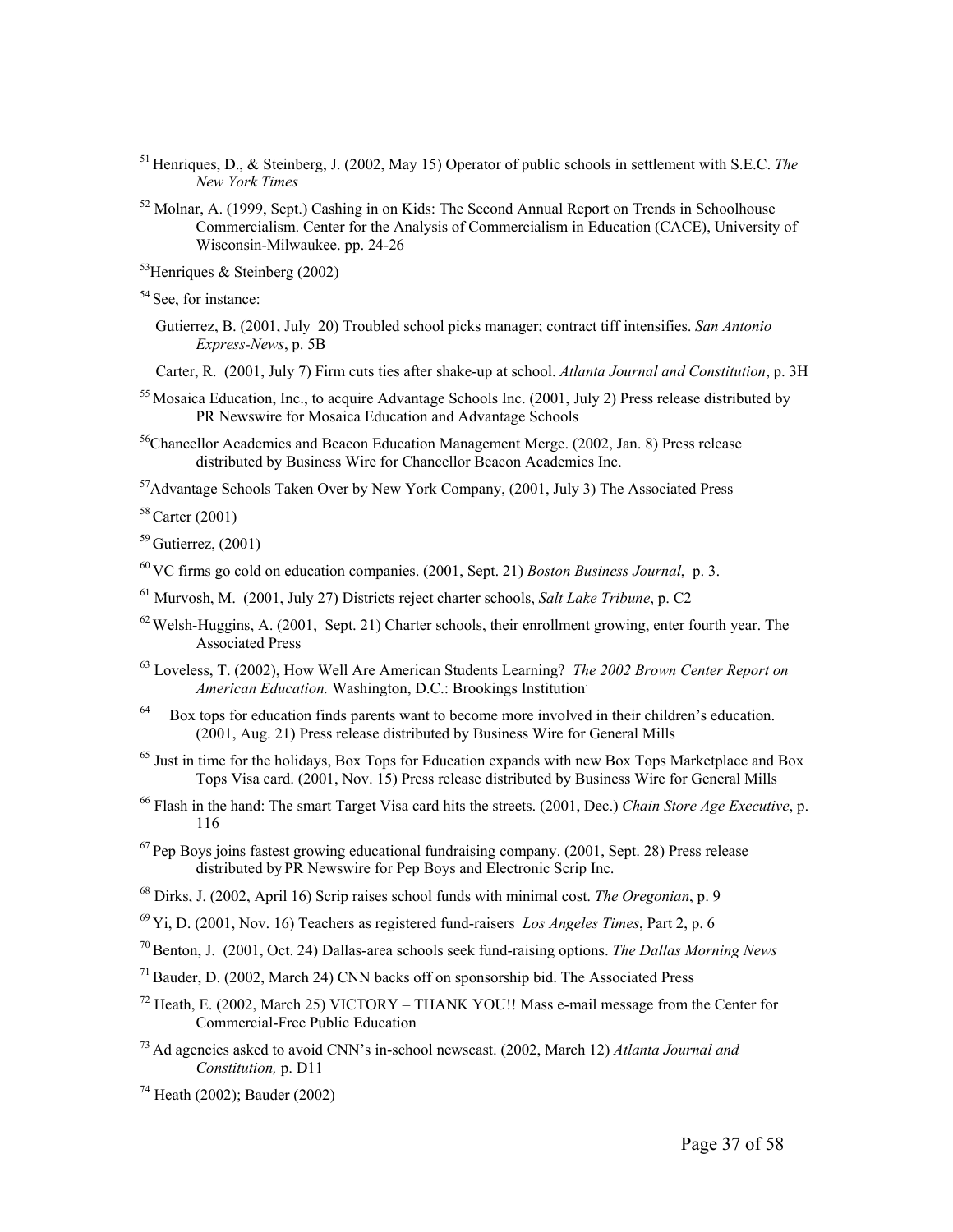[51] Henriques, D., & Steinberg, J. (2002, May 15) Operator of public schools in settlement with S.E.C. *The New York Times*

[52] Molnar, A. (1999, Sept.) Cashing in on Kids: The Second Annual Report on Trends in Schoolhouse Commercialism. Center for the Analysis of Commercialism in Education (CACE), University of Wisconsin-Milwaukee. pp. 24-26

[53] Henriques & Steinberg (2002)

[54] See, for instance:

Gutierrez, B. (2001, July 20) Troubled school picks manager; contract tiff intensifies. *San Antonio Express-News*, p. 5B

Carter, R. (2001, July 7) Firm cuts ties after shake-up at school. *Atlanta Journal and Constitution*, p. 3H

[55] Mosaica Education, Inc., to acquire Advantage Schools Inc. (2001, July 2) Press release distributed by PR Newswire for Mosaica Education and Advantage Schools

[56] Chancellor Academies and Beacon Education Management Merge. (2002, Jan. 8) Press release distributed by Business Wire for Chancellor Beacon Academies Inc.

[57] Advantage Schools Taken Over by New York Company, (2001, July 3) The Associated Press

[58] Carter (2001)

[59] Gutierrez, (2001)

[60] VC firms go cold on education companies. (2001, Sept. 21) *Boston Business Journal*, p. 3.

[61] Murvosh, M. (2001, July 27) Districts reject charter schools, *Salt Lake Tribune*, p. C2

[62] Welsh-Huggins, A. (2001, Sept. 21) Charter schools, their enrollment growing, enter fourth year. The Associated Press

[63] Loveless, T. (2002), How Well Are American Students Learning? *The 2002 Brown Center Report on American Education.* Washington, D.C.: Brookings Institution.

[64] Box tops for education finds parents want to become more involved in their children's education. (2001, Aug. 21) Press release distributed by Business Wire for General Mills

[65] Just in time for the holidays, Box Tops for Education expands with new Box Tops Marketplace and Box Tops Visa card. (2001, Nov. 15) Press release distributed by Business Wire for General Mills

[66] Flash in the hand: The smart Target Visa card hits the streets. (2001, Dec.) *Chain Store Age Executive*, p. 116

[67] Pep Boys joins fastest growing educational fundraising company. (2001, Sept. 28) Press release distributed by PR Newswire for Pep Boys and Electronic Scrip Inc.

[68] Dirks, J. (2002, April 16) Scrip raises school funds with minimal cost. *The Oregonian*, p. 9

[69] Yi, D. (2001, Nov. 16) Teachers as registered fund-raisers *Los Angeles Times*, Part 2, p. 6

[70] Benton, J. (2001, Oct. 24) Dallas-area schools seek fund-raising options. *The Dallas Morning News*

[71] Bauder, D. (2002, March 24) CNN backs off on sponsorship bid. The Associated Press

[72] Heath, E. (2002, March 25) VICTORY – THANK YOU!! Mass e-mail message from the Center for Commercial-Free Public Education

[73] Ad agencies asked to avoid CNN's in-school newscast. (2002, March 12) *Atlanta Journal and Constitution,* p. D11

[74] Heath (2002); Bauder (2002)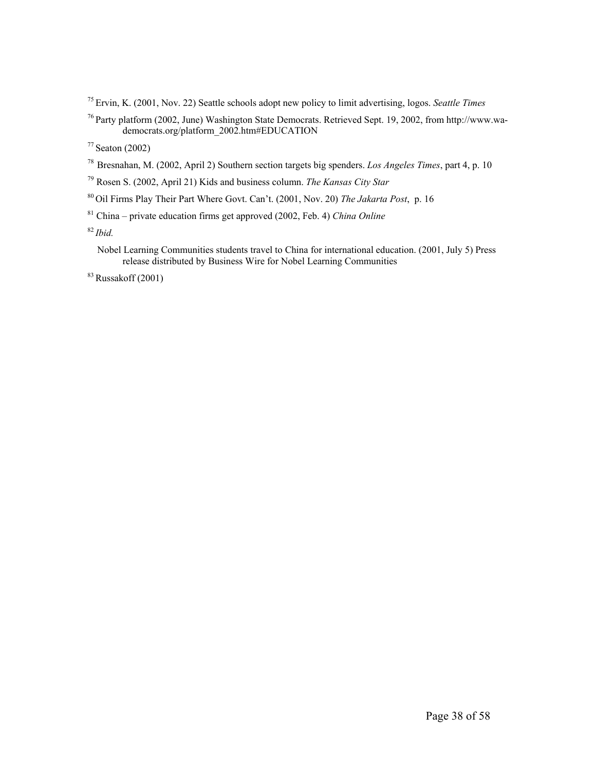[75] Ervin, K. (2001, Nov. 22) Seattle schools adopt new policy to limit advertising, logos. *Seattle Times*

[76] Party platform (2002, June) Washington State Democrats. Retrieved Sept. 19, 2002, from http://www.wa-democrats.org/platform_2002.htm#EDUCATION

[77] Seaton (2002)

[78] Bresnahan, M. (2002, April 2) Southern section targets big spenders. *Los Angeles Times*, part 4, p. 10

[79] Rosen S. (2002, April 21) Kids and business column. *The Kansas City Star*

[80] Oil Firms Play Their Part Where Govt. Can't. (2001, Nov. 20) *The Jakarta Post*, p. 16

[81] China – private education firms get approved (2002, Feb. 4) *China Online*

[82] *Ibid.*

Nobel Learning Communities students travel to China for international education. (2001, July 5) Press release distributed by Business Wire for Nobel Learning Communities

[83] Russakoff (2001)